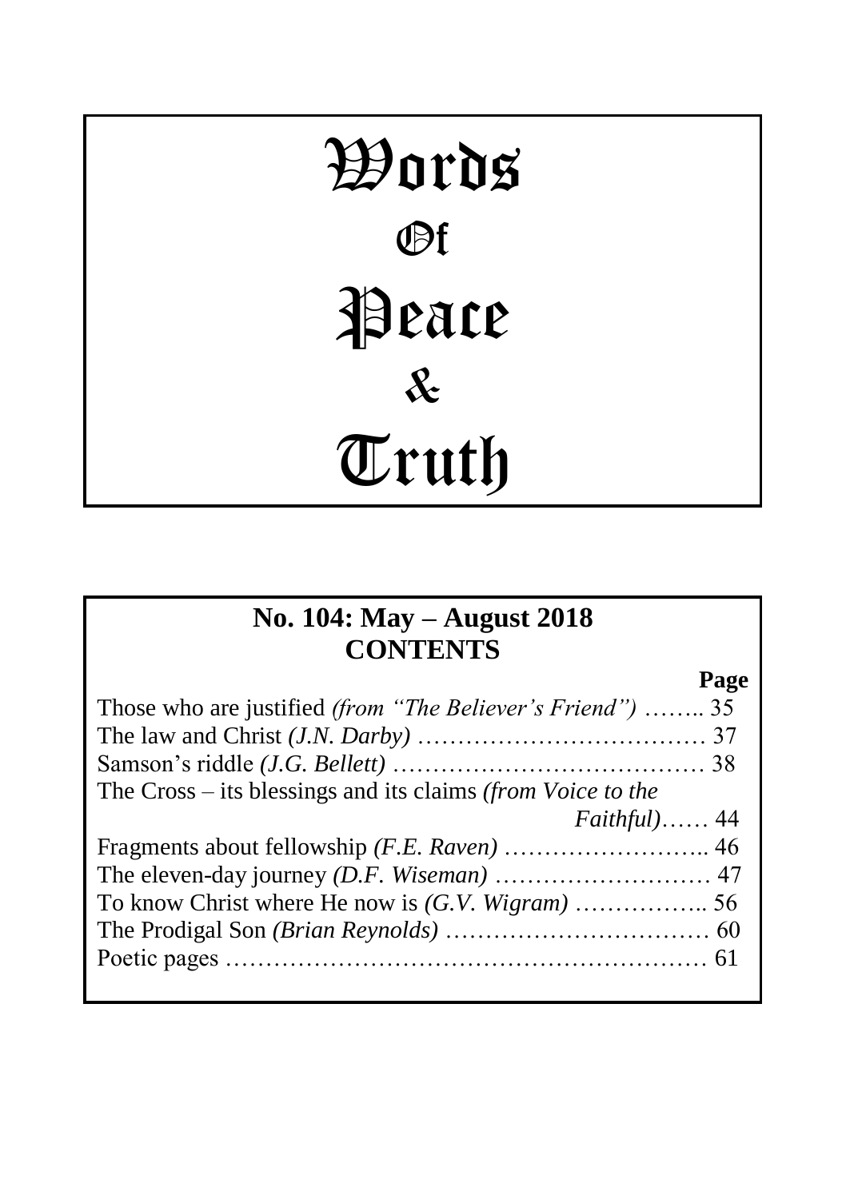# Words Of Peace & Truth

## No. 104: May – August 2018
## CONTENTS

| | Page |
|---|---|
| Those who are justified *(from "The Believer's Friend")* …….. | 35 |
| The law and Christ *(J.N. Darby)* ……………………………… | 37 |
| Samson's riddle *(J.G. Bellett)* ………………………………… | 38 |
| The Cross – its blessings and its claims *(from Voice to the Faithful)*…… | 44 |
| Fragments about fellowship *(F.E. Raven)* …………………….. | 46 |
| The eleven-day journey *(D.F. Wiseman)* ……………………… | 47 |
| To know Christ where He now is *(G.V. Wigram)* …………….. | 56 |
| The Prodigal Son *(Brian Reynolds)* …………………………… | 60 |
| Poetic pages …………………………………………………… | 61 |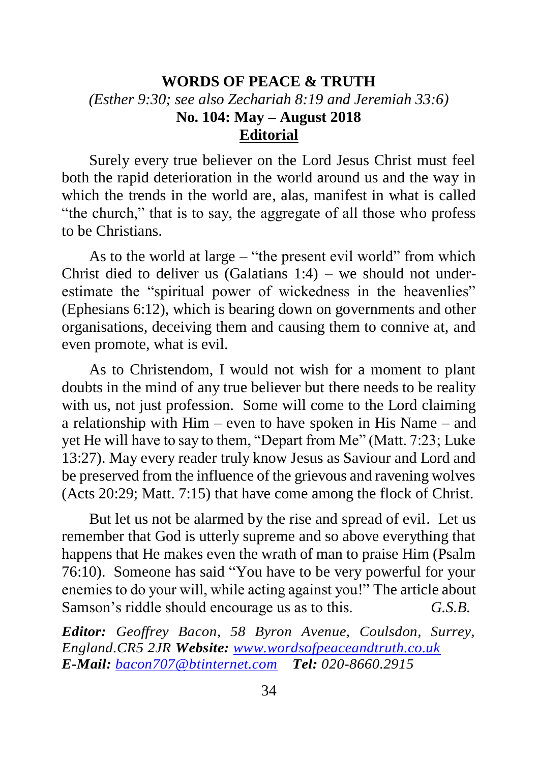# WORDS OF PEACE & TRUTH

*(Esther 9:30; see also Zechariah 8:19 and Jeremiah 33:6)*

**No. 104: May – August 2018**

## Editorial

Surely every true believer on the Lord Jesus Christ must feel both the rapid deterioration in the world around us and the way in which the trends in the world are, alas, manifest in what is called "the church," that is to say, the aggregate of all those who profess to be Christians.

As to the world at large – "the present evil world" from which Christ died to deliver us (Galatians 1:4) – we should not under-estimate the "spiritual power of wickedness in the heavenlies" (Ephesians 6:12), which is bearing down on governments and other organisations, deceiving them and causing them to connive at, and even promote, what is evil.

As to Christendom, I would not wish for a moment to plant doubts in the mind of any true believer but there needs to be reality with us, not just profession. Some will come to the Lord claiming a relationship with Him – even to have spoken in His Name – and yet He will have to say to them, "Depart from Me" (Matt. 7:23; Luke 13:27). May every reader truly know Jesus as Saviour and Lord and be preserved from the influence of the grievous and ravening wolves (Acts 20:29; Matt. 7:15) that have come among the flock of Christ.

But let us not be alarmed by the rise and spread of evil. Let us remember that God is utterly supreme and so above everything that happens that He makes even the wrath of man to praise Him (Psalm 76:10). Someone has said "You have to be very powerful for your enemies to do your will, while acting against you!" The article about Samson's riddle should encourage us as to this. *G.S.B.*

***Editor:*** *Geoffrey Bacon, 58 Byron Avenue, Coulsdon, Surrey, England.CR5 2JR* ***Website:*** *[www.wordsofpeaceandtruth.co.uk](http://www.wordsofpeaceandtruth.co.uk)*
***E-Mail:*** *[bacon707@btinternet.com](mailto:bacon707@btinternet.com)* ***Tel:*** *020-8660.2915*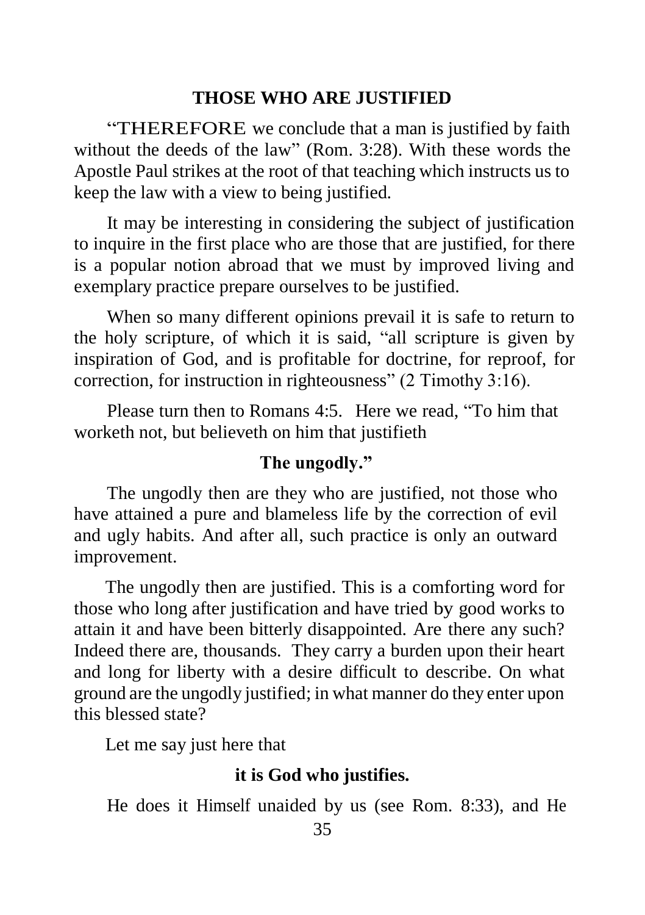## THOSE WHO ARE JUSTIFIED

"THEREFORE we conclude that a man is justified by faith without the deeds of the law" (Rom. 3:28). With these words the Apostle Paul strikes at the root of that teaching which instructs us to keep the law with a view to being justified.

It may be interesting in considering the subject of justification to inquire in the first place who are those that are justified, for there is a popular notion abroad that we must by improved living and exemplary practice prepare ourselves to be justified.

When so many different opinions prevail it is safe to return to the holy scripture, of which it is said, "all scripture is given by inspiration of God, and is profitable for doctrine, for reproof, for correction, for instruction in righteousness" (2 Timothy 3:16).

Please turn then to Romans 4:5. Here we read, "To him that worketh not, but believeth on him that justifieth

**The ungodly."**

The ungodly then are they who are justified, not those who have attained a pure and blameless life by the correction of evil and ugly habits. And after all, such practice is only an outward improvement.

The ungodly then are justified. This is a comforting word for those who long after justification and have tried by good works to attain it and have been bitterly disappointed. Are there any such? Indeed there are, thousands. They carry a burden upon their heart and long for liberty with a desire difficult to describe. On what ground are the ungodly justified; in what manner do they enter upon this blessed state?

Let me say just here that

**it is God who justifies.**

He does it Himself unaided by us (see Rom. 8:33), and He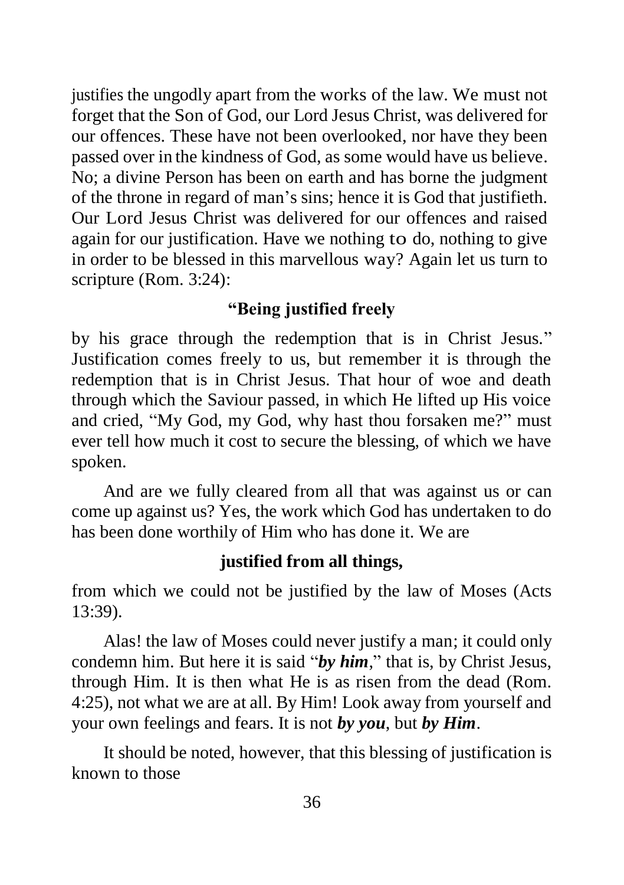justifies the ungodly apart from the works of the law. We must not forget that the Son of God, our Lord Jesus Christ, was delivered for our offences. These have not been overlooked, nor have they been passed over in the kindness of God, as some would have us believe. No; a divine Person has been on earth and has borne the judgment of the throne in regard of man's sins; hence it is God that justifieth. Our Lord Jesus Christ was delivered for our offences and raised again for our justification. Have we nothing to do, nothing to give in order to be blessed in this marvellous way? Again let us turn to scripture (Rom. 3:24):

**"Being justified freely**

by his grace through the redemption that is in Christ Jesus." Justification comes freely to us, but remember it is through the redemption that is in Christ Jesus. That hour of woe and death through which the Saviour passed, in which He lifted up His voice and cried, "My God, my God, why hast thou forsaken me?" must ever tell how much it cost to secure the blessing, of which we have spoken.

And are we fully cleared from all that was against us or can come up against us? Yes, the work which God has undertaken to do has been done worthily of Him who has done it. We are

**justified from all things,**

from which we could not be justified by the law of Moses (Acts 13:39).

Alas! the law of Moses could never justify a man; it could only condemn him. But here it is said "***by him***," that is, by Christ Jesus, through Him. It is then what He is as risen from the dead (Rom. 4:25), not what we are at all. By Him! Look away from yourself and your own feelings and fears. It is not ***by you***, but ***by Him***.

It should be noted, however, that this blessing of justification is known to those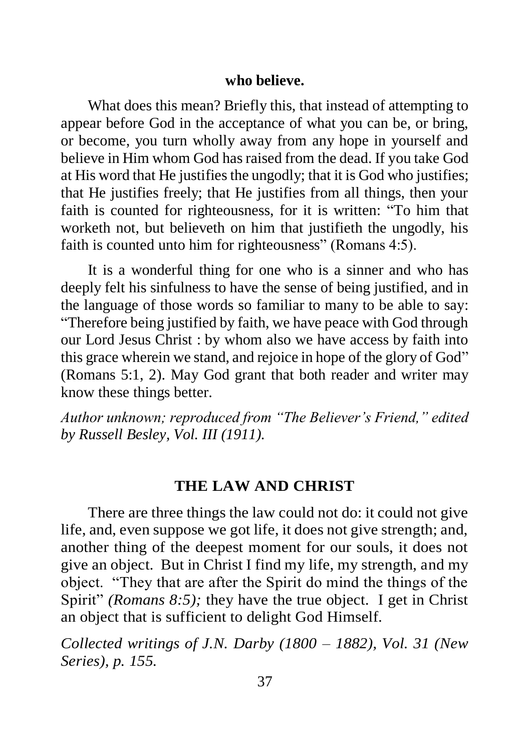**who believe.**

What does this mean? Briefly this, that instead of attempting to appear before God in the acceptance of what you can be, or bring, or become, you turn wholly away from any hope in yourself and believe in Him whom God has raised from the dead. If you take God at His word that He justifies the ungodly; that it is God who justifies; that He justifies freely; that He justifies from all things, then your faith is counted for righteousness, for it is written: "To him that worketh not, but believeth on him that justifieth the ungodly, his faith is counted unto him for righteousness" (Romans 4:5).

It is a wonderful thing for one who is a sinner and who has deeply felt his sinfulness to have the sense of being justified, and in the language of those words so familiar to many to be able to say: "Therefore being justified by faith, we have peace with God through our Lord Jesus Christ : by whom also we have access by faith into this grace wherein we stand, and rejoice in hope of the glory of God" (Romans 5:1, 2). May God grant that both reader and writer may know these things better.

*Author unknown; reproduced from "The Believer's Friend," edited by Russell Besley, Vol. III (1911).*

## THE LAW AND CHRIST

There are three things the law could not do: it could not give life, and, even suppose we got life, it does not give strength; and, another thing of the deepest moment for our souls, it does not give an object. But in Christ I find my life, my strength, and my object. "They that are after the Spirit do mind the things of the Spirit" *(Romans 8:5);* they have the true object. I get in Christ an object that is sufficient to delight God Himself.

*Collected writings of J.N. Darby (1800 – 1882), Vol. 31 (New Series), p. 155.*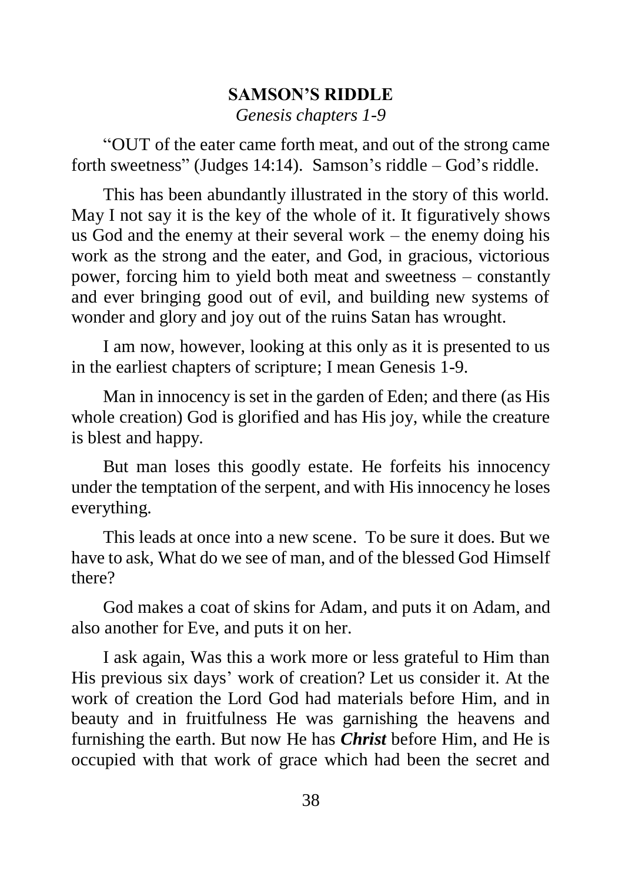## SAMSON'S RIDDLE

*Genesis chapters 1-9*

"OUT of the eater came forth meat, and out of the strong came forth sweetness" (Judges 14:14). Samson's riddle – God's riddle.

This has been abundantly illustrated in the story of this world. May I not say it is the key of the whole of it. It figuratively shows us God and the enemy at their several work – the enemy doing his work as the strong and the eater, and God, in gracious, victorious power, forcing him to yield both meat and sweetness – constantly and ever bringing good out of evil, and building new systems of wonder and glory and joy out of the ruins Satan has wrought.

I am now, however, looking at this only as it is presented to us in the earliest chapters of scripture; I mean Genesis 1-9.

Man in innocency is set in the garden of Eden; and there (as His whole creation) God is glorified and has His joy, while the creature is blest and happy.

But man loses this goodly estate. He forfeits his innocency under the temptation of the serpent, and with His innocency he loses everything.

This leads at once into a new scene. To be sure it does. But we have to ask, What do we see of man, and of the blessed God Himself there?

God makes a coat of skins for Adam, and puts it on Adam, and also another for Eve, and puts it on her.

I ask again, Was this a work more or less grateful to Him than His previous six days' work of creation? Let us consider it. At the work of creation the Lord God had materials before Him, and in beauty and in fruitfulness He was garnishing the heavens and furnishing the earth. But now He has ***Christ*** before Him, and He is occupied with that work of grace which had been the secret and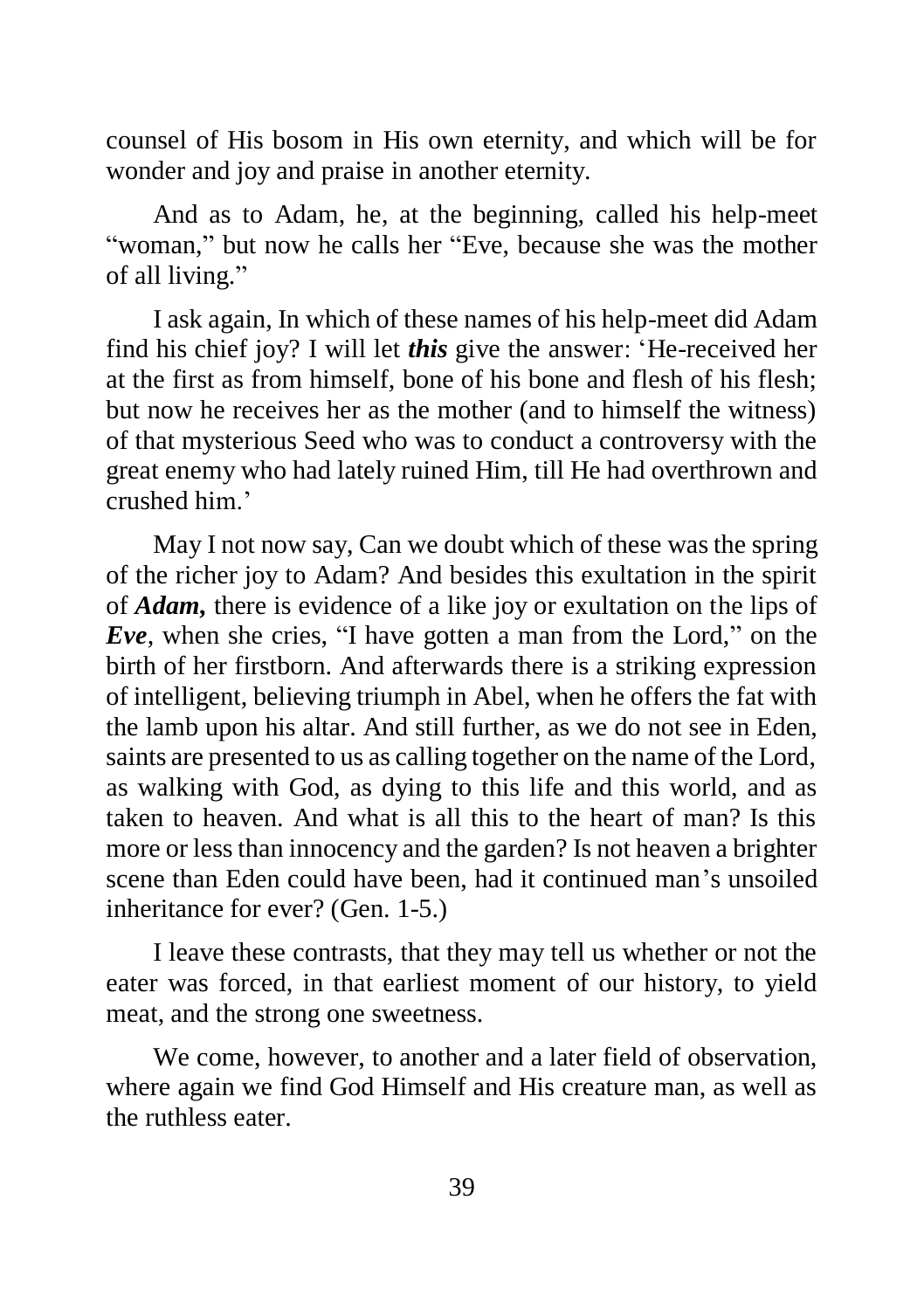counsel of His bosom in His own eternity, and which will be for wonder and joy and praise in another eternity.

And as to Adam, he, at the beginning, called his help-meet "woman," but now he calls her "Eve, because she was the mother of all living."

I ask again, In which of these names of his help-meet did Adam find his chief joy? I will let ***this*** give the answer: 'He-received her at the first as from himself, bone of his bone and flesh of his flesh; but now he receives her as the mother (and to himself the witness) of that mysterious Seed who was to conduct a controversy with the great enemy who had lately ruined Him, till He had overthrown and crushed him.'

May I not now say, Can we doubt which of these was the spring of the richer joy to Adam? And besides this exultation in the spirit of ***Adam,*** there is evidence of a like joy or exultation on the lips of ***Eve***, when she cries, "I have gotten a man from the Lord," on the birth of her firstborn. And afterwards there is a striking expression of intelligent, believing triumph in Abel, when he offers the fat with the lamb upon his altar. And still further, as we do not see in Eden, saints are presented to us as calling together on the name of the Lord, as walking with God, as dying to this life and this world, and as taken to heaven. And what is all this to the heart of man? Is this more or less than innocency and the garden? Is not heaven a brighter scene than Eden could have been, had it continued man's unsoiled inheritance for ever? (Gen. 1-5.)

I leave these contrasts, that they may tell us whether or not the eater was forced, in that earliest moment of our history, to yield meat, and the strong one sweetness.

We come, however, to another and a later field of observation, where again we find God Himself and His creature man, as well as the ruthless eater.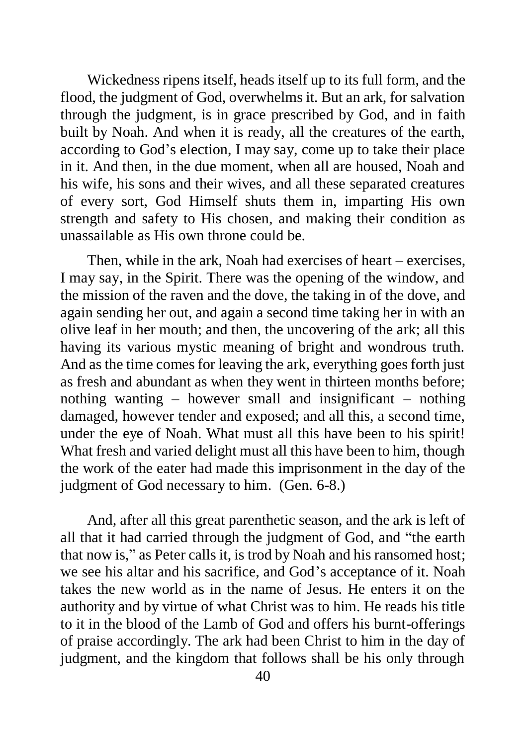Wickedness ripens itself, heads itself up to its full form, and the flood, the judgment of God, overwhelms it. But an ark, for salvation through the judgment, is in grace prescribed by God, and in faith built by Noah. And when it is ready, all the creatures of the earth, according to God's election, I may say, come up to take their place in it. And then, in the due moment, when all are housed, Noah and his wife, his sons and their wives, and all these separated creatures of every sort, God Himself shuts them in, imparting His own strength and safety to His chosen, and making their condition as unassailable as His own throne could be.

Then, while in the ark, Noah had exercises of heart – exercises, I may say, in the Spirit. There was the opening of the window, and the mission of the raven and the dove, the taking in of the dove, and again sending her out, and again a second time taking her in with an olive leaf in her mouth; and then, the uncovering of the ark; all this having its various mystic meaning of bright and wondrous truth. And as the time comes for leaving the ark, everything goes forth just as fresh and abundant as when they went in thirteen months before; nothing wanting – however small and insignificant – nothing damaged, however tender and exposed; and all this, a second time, under the eye of Noah. What must all this have been to his spirit! What fresh and varied delight must all this have been to him, though the work of the eater had made this imprisonment in the day of the judgment of God necessary to him. (Gen. 6-8.)

And, after all this great parenthetic season, and the ark is left of all that it had carried through the judgment of God, and "the earth that now is," as Peter calls it, is trod by Noah and his ransomed host; we see his altar and his sacrifice, and God's acceptance of it. Noah takes the new world as in the name of Jesus. He enters it on the authority and by virtue of what Christ was to him. He reads his title to it in the blood of the Lamb of God and offers his burnt-offerings of praise accordingly. The ark had been Christ to him in the day of judgment, and the kingdom that follows shall be his only through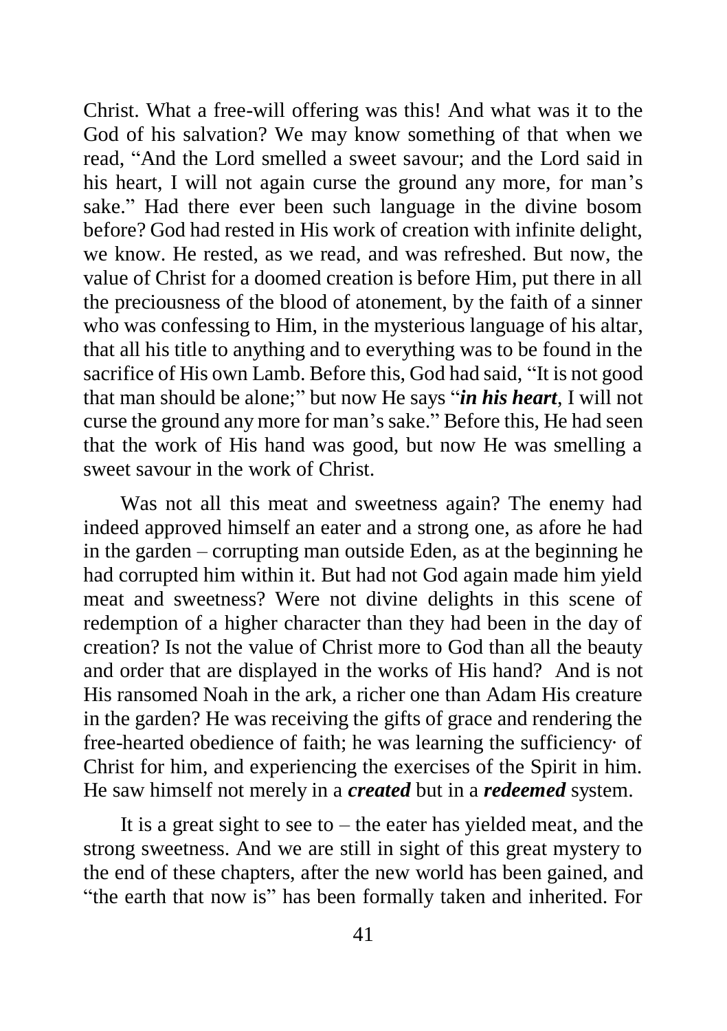Christ. What a free-will offering was this! And what was it to the God of his salvation? We may know something of that when we read, "And the Lord smelled a sweet savour; and the Lord said in his heart, I will not again curse the ground any more, for man's sake." Had there ever been such language in the divine bosom before? God had rested in His work of creation with infinite delight, we know. He rested, as we read, and was refreshed. But now, the value of Christ for a doomed creation is before Him, put there in all the preciousness of the blood of atonement, by the faith of a sinner who was confessing to Him, in the mysterious language of his altar, that all his title to anything and to everything was to be found in the sacrifice of His own Lamb. Before this, God had said, "It is not good that man should be alone;" but now He says "***in his heart***, I will not curse the ground any more for man's sake." Before this, He had seen that the work of His hand was good, but now He was smelling a sweet savour in the work of Christ.

Was not all this meat and sweetness again? The enemy had indeed approved himself an eater and a strong one, as afore he had in the garden – corrupting man outside Eden, as at the beginning he had corrupted him within it. But had not God again made him yield meat and sweetness? Were not divine delights in this scene of redemption of a higher character than they had been in the day of creation? Is not the value of Christ more to God than all the beauty and order that are displayed in the works of His hand? And is not His ransomed Noah in the ark, a richer one than Adam His creature in the garden? He was receiving the gifts of grace and rendering the free-hearted obedience of faith; he was learning the sufficiency· of Christ for him, and experiencing the exercises of the Spirit in him. He saw himself not merely in a ***created*** but in a ***redeemed*** system.

It is a great sight to see to – the eater has yielded meat, and the strong sweetness. And we are still in sight of this great mystery to the end of these chapters, after the new world has been gained, and "the earth that now is" has been formally taken and inherited. For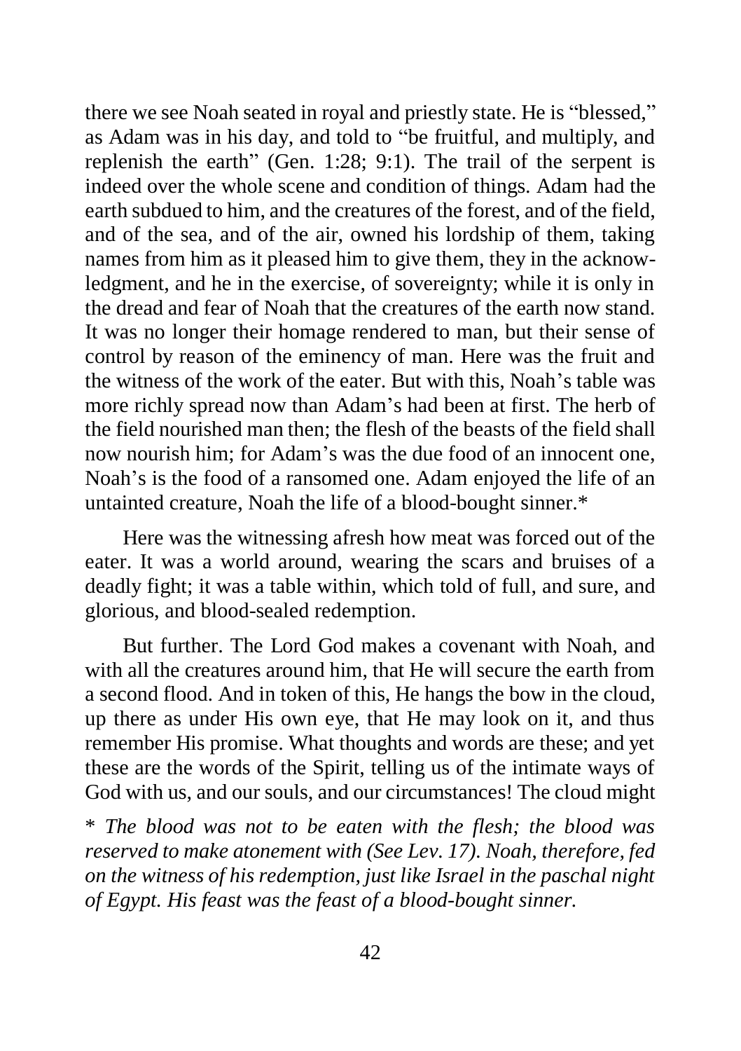there we see Noah seated in royal and priestly state. He is "blessed," as Adam was in his day, and told to "be fruitful, and multiply, and replenish the earth" (Gen. 1:28; 9:1). The trail of the serpent is indeed over the whole scene and condition of things. Adam had the earth subdued to him, and the creatures of the forest, and of the field, and of the sea, and of the air, owned his lordship of them, taking names from him as it pleased him to give them, they in the acknowledgment, and he in the exercise, of sovereignty; while it is only in the dread and fear of Noah that the creatures of the earth now stand. It was no longer their homage rendered to man, but their sense of control by reason of the eminency of man. Here was the fruit and the witness of the work of the eater. But with this, Noah's table was more richly spread now than Adam's had been at first. The herb of the field nourished man then; the flesh of the beasts of the field shall now nourish him; for Adam's was the due food of an innocent one, Noah's is the food of a ransomed one. Adam enjoyed the life of an untainted creature, Noah the life of a blood-bought sinner.*

Here was the witnessing afresh how meat was forced out of the eater. It was a world around, wearing the scars and bruises of a deadly fight; it was a table within, which told of full, and sure, and glorious, and blood-sealed redemption.

But further. The Lord God makes a covenant with Noah, and with all the creatures around him, that He will secure the earth from a second flood. And in token of this, He hangs the bow in the cloud, up there as under His own eye, that He may look on it, and thus remember His promise. What thoughts and words are these; and yet these are the words of the Spirit, telling us of the intimate ways of God with us, and our souls, and our circumstances! The cloud might

* *The blood was not to be eaten with the flesh; the blood was reserved to make atonement with (See Lev. 17). Noah, therefore, fed on the witness of his redemption, just like Israel in the paschal night of Egypt. His feast was the feast of a blood-bought sinner.*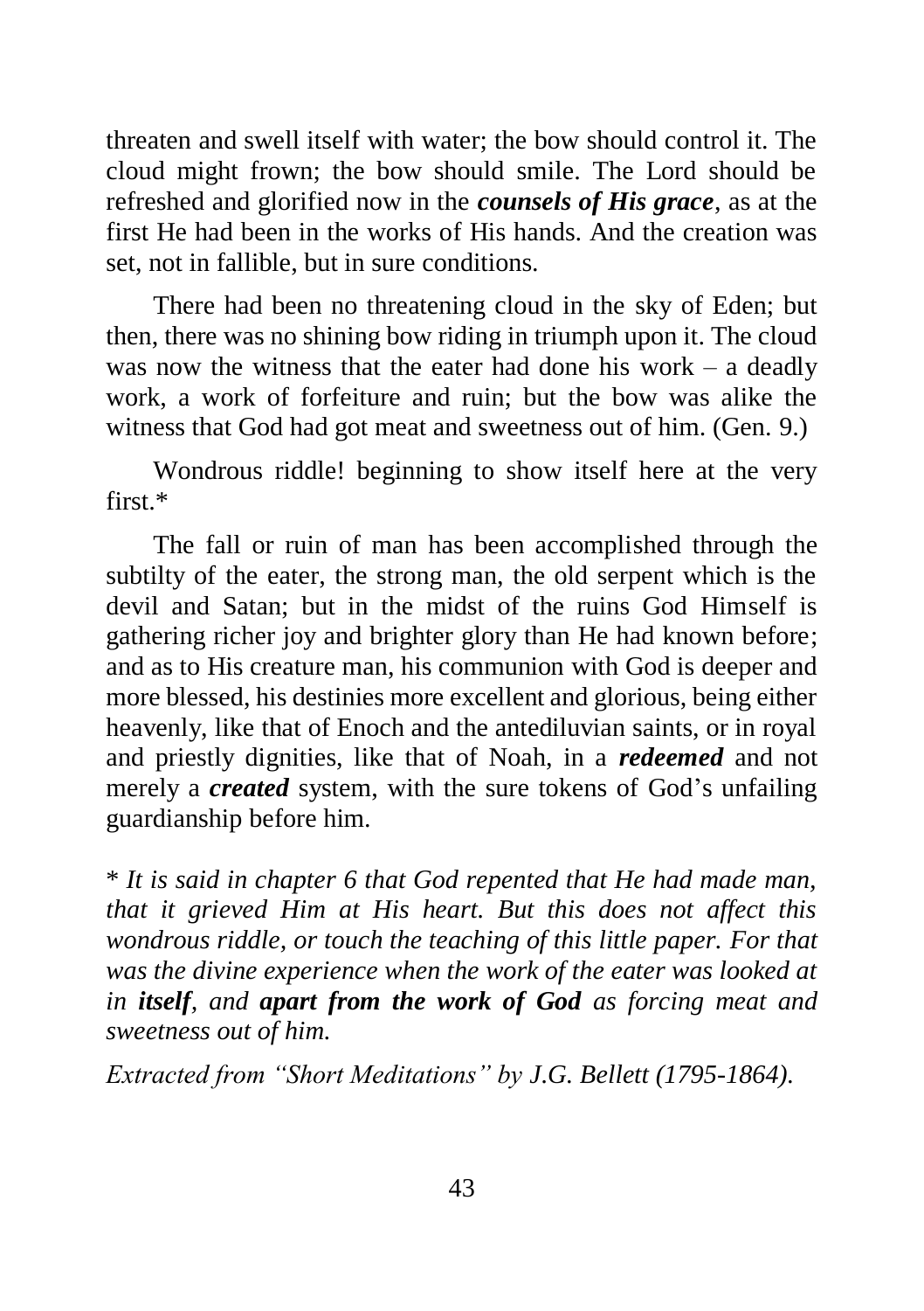threaten and swell itself with water; the bow should control it. The cloud might frown; the bow should smile. The Lord should be refreshed and glorified now in the ***counsels of His grace***, as at the first He had been in the works of His hands. And the creation was set, not in fallible, but in sure conditions.

There had been no threatening cloud in the sky of Eden; but then, there was no shining bow riding in triumph upon it. The cloud was now the witness that the eater had done his work – a deadly work, a work of forfeiture and ruin; but the bow was alike the witness that God had got meat and sweetness out of him. (Gen. 9.)

Wondrous riddle! beginning to show itself here at the very first.*

The fall or ruin of man has been accomplished through the subtilty of the eater, the strong man, the old serpent which is the devil and Satan; but in the midst of the ruins God Himself is gathering richer joy and brighter glory than He had known before; and as to His creature man, his communion with God is deeper and more blessed, his destinies more excellent and glorious, being either heavenly, like that of Enoch and the antediluvian saints, or in royal and priestly dignities, like that of Noah, in a ***redeemed*** and not merely a ***created*** system, with the sure tokens of God's unfailing guardianship before him.

\* *It is said in chapter 6 that God repented that He had made man, that it grieved Him at His heart. But this does not affect this wondrous riddle, or touch the teaching of this little paper. For that was the divine experience when the work of the eater was looked at in **itself**, and **apart from the work of God** as forcing meat and sweetness out of him.*

*Extracted from "Short Meditations" by J.G. Bellett (1795-1864).*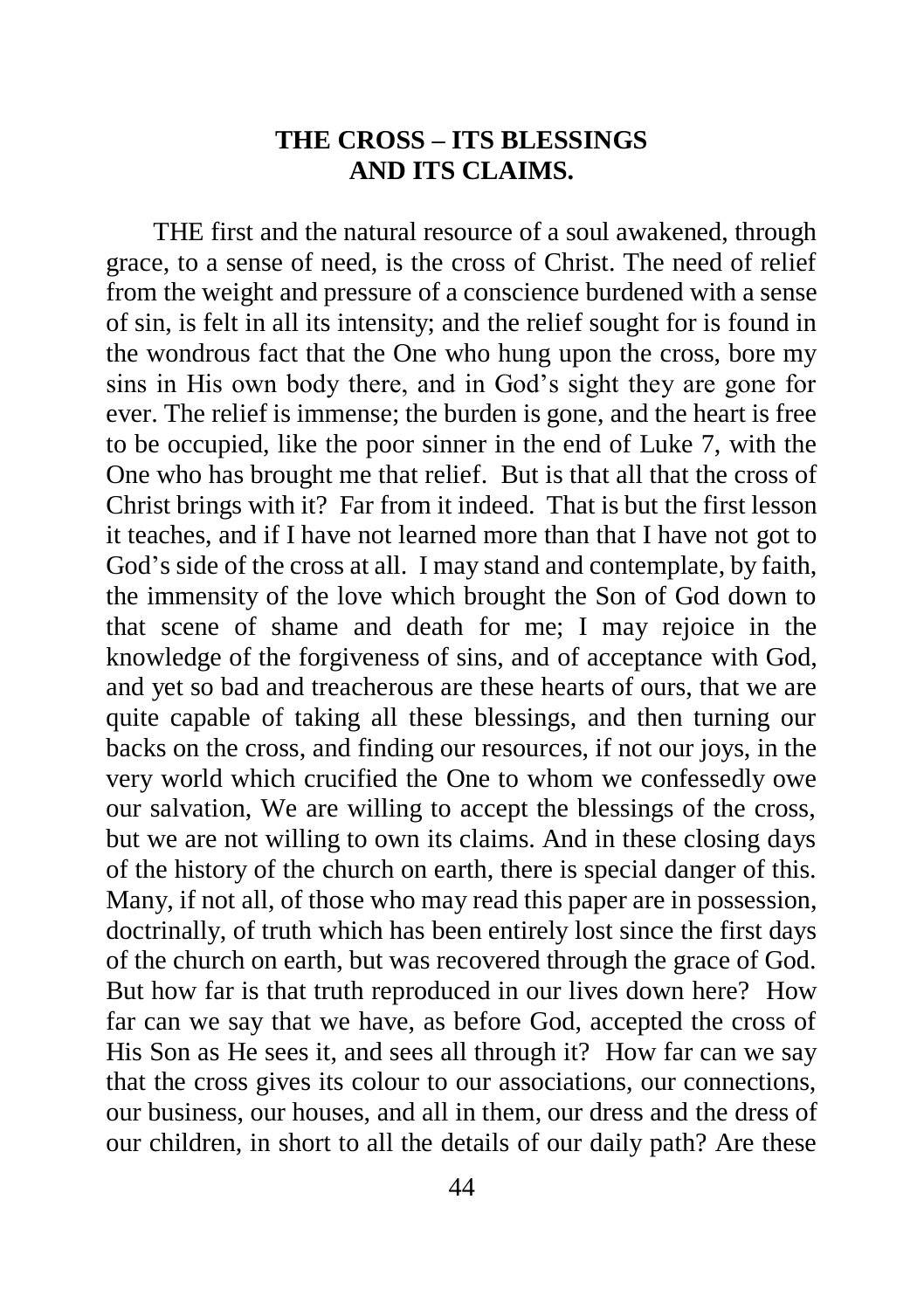## THE CROSS – ITS BLESSINGS AND ITS CLAIMS.

THE first and the natural resource of a soul awakened, through grace, to a sense of need, is the cross of Christ. The need of relief from the weight and pressure of a conscience burdened with a sense of sin, is felt in all its intensity; and the relief sought for is found in the wondrous fact that the One who hung upon the cross, bore my sins in His own body there, and in God's sight they are gone for ever. The relief is immense; the burden is gone, and the heart is free to be occupied, like the poor sinner in the end of Luke 7, with the One who has brought me that relief. But is that all that the cross of Christ brings with it? Far from it indeed. That is but the first lesson it teaches, and if I have not learned more than that I have not got to God's side of the cross at all. I may stand and contemplate, by faith, the immensity of the love which brought the Son of God down to that scene of shame and death for me; I may rejoice in the knowledge of the forgiveness of sins, and of acceptance with God, and yet so bad and treacherous are these hearts of ours, that we are quite capable of taking all these blessings, and then turning our backs on the cross, and finding our resources, if not our joys, in the very world which crucified the One to whom we confessedly owe our salvation, We are willing to accept the blessings of the cross, but we are not willing to own its claims. And in these closing days of the history of the church on earth, there is special danger of this. Many, if not all, of those who may read this paper are in possession, doctrinally, of truth which has been entirely lost since the first days of the church on earth, but was recovered through the grace of God. But how far is that truth reproduced in our lives down here? How far can we say that we have, as before God, accepted the cross of His Son as He sees it, and sees all through it? How far can we say that the cross gives its colour to our associations, our connections, our business, our houses, and all in them, our dress and the dress of our children, in short to all the details of our daily path? Are these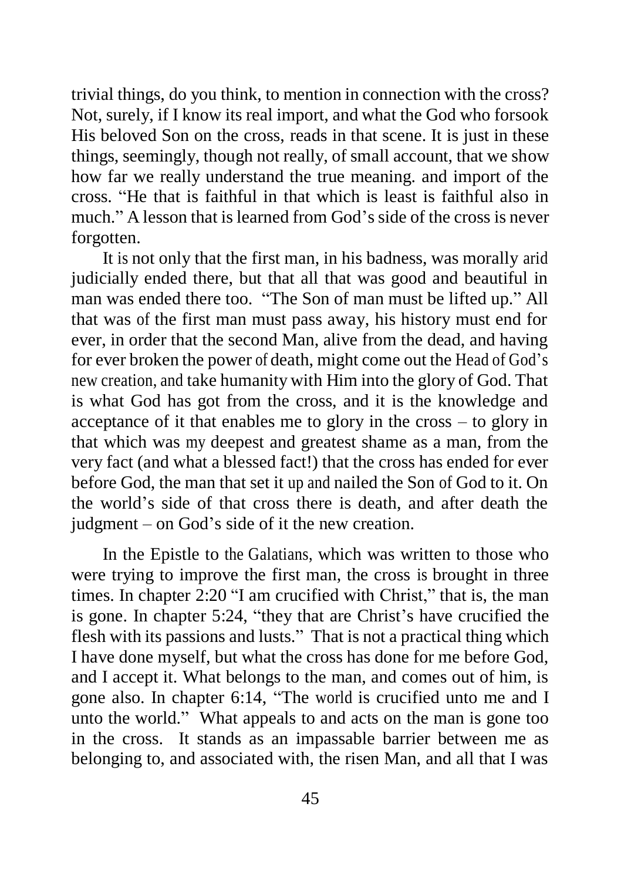trivial things, do you think, to mention in connection with the cross? Not, surely, if I know its real import, and what the God who forsook His beloved Son on the cross, reads in that scene. It is just in these things, seemingly, though not really, of small account, that we show how far we really understand the true meaning. and import of the cross. "He that is faithful in that which is least is faithful also in much." A lesson that is learned from God's side of the cross is never forgotten.

It is not only that the first man, in his badness, was morally arid judicially ended there, but that all that was good and beautiful in man was ended there too. "The Son of man must be lifted up." All that was of the first man must pass away, his history must end for ever, in order that the second Man, alive from the dead, and having for ever broken the power of death, might come out the Head of God's new creation, and take humanity with Him into the glory of God. That is what God has got from the cross, and it is the knowledge and acceptance of it that enables me to glory in the cross – to glory in that which was my deepest and greatest shame as a man, from the very fact (and what a blessed fact!) that the cross has ended for ever before God, the man that set it up and nailed the Son of God to it. On the world's side of that cross there is death, and after death the judgment – on God's side of it the new creation.

In the Epistle to the Galatians, which was written to those who were trying to improve the first man, the cross is brought in three times. In chapter 2:20 "I am crucified with Christ," that is, the man is gone. In chapter 5:24, "they that are Christ's have crucified the flesh with its passions and lusts." That is not a practical thing which I have done myself, but what the cross has done for me before God, and I accept it. What belongs to the man, and comes out of him, is gone also. In chapter 6:14, "The world is crucified unto me and I unto the world." What appeals to and acts on the man is gone too in the cross. It stands as an impassable barrier between me as belonging to, and associated with, the risen Man, and all that I was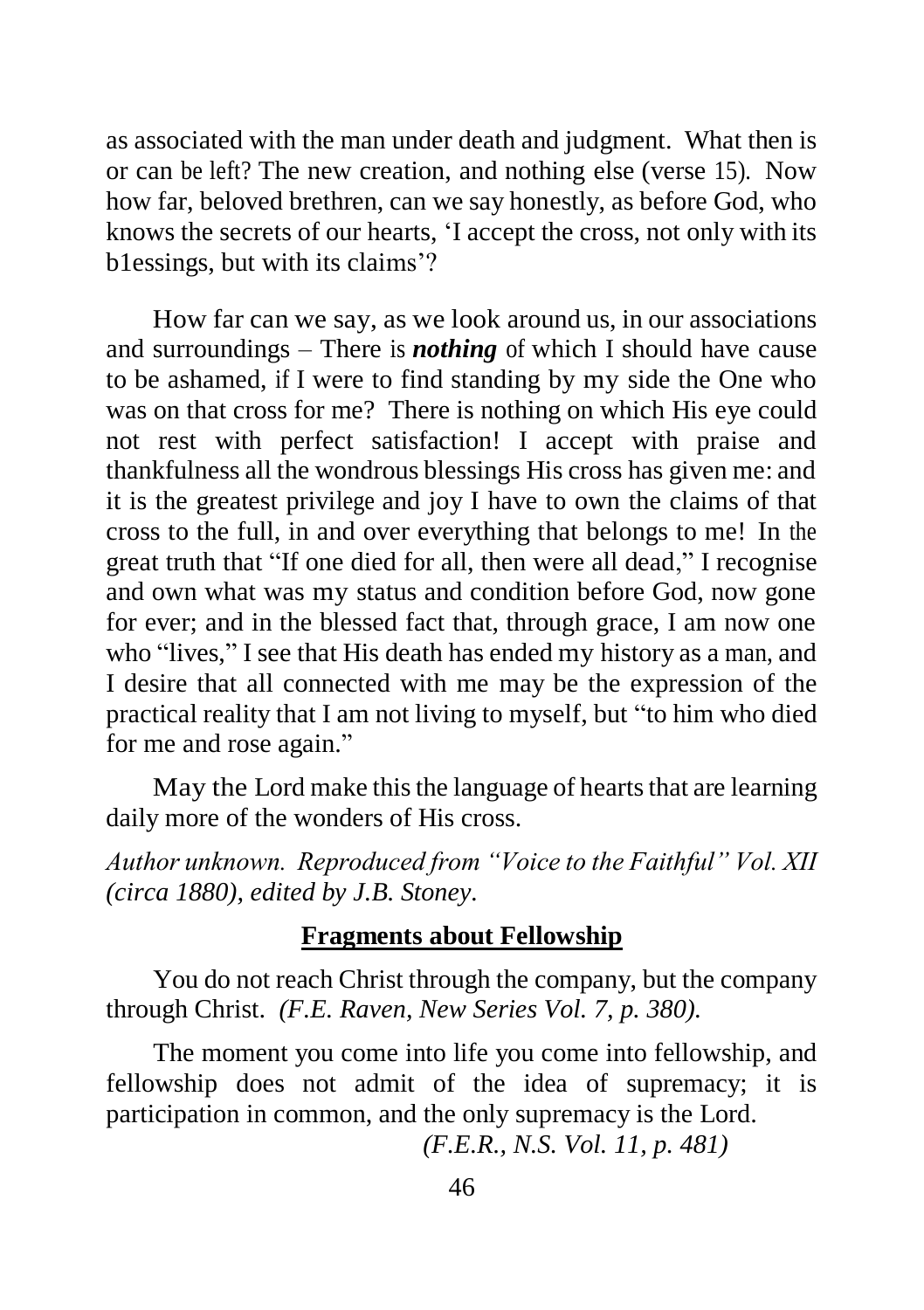as associated with the man under death and judgment. What then is or can be left? The new creation, and nothing else (verse 15). Now how far, beloved brethren, can we say honestly, as before God, who knows the secrets of our hearts, 'I accept the cross, not only with its b1essings, but with its claims'?

How far can we say, as we look around us, in our associations and surroundings – There is ***nothing*** of which I should have cause to be ashamed, if I were to find standing by my side the One who was on that cross for me? There is nothing on which His eye could not rest with perfect satisfaction! I accept with praise and thankfulness all the wondrous blessings His cross has given me: and it is the greatest privilege and joy I have to own the claims of that cross to the full, in and over everything that belongs to me! In the great truth that "If one died for all, then were all dead," I recognise and own what was my status and condition before God, now gone for ever; and in the blessed fact that, through grace, I am now one who "lives," I see that His death has ended my history as a man, and I desire that all connected with me may be the expression of the practical reality that I am not living to myself, but "to him who died for me and rose again."

May the Lord make this the language of hearts that are learning daily more of the wonders of His cross.

*Author unknown. Reproduced from "Voice to the Faithful" Vol. XII (circa 1880), edited by J.B. Stoney.*

## Fragments about Fellowship

You do not reach Christ through the company, but the company through Christ. *(F.E. Raven, New Series Vol. 7, p. 380).*

The moment you come into life you come into fellowship, and fellowship does not admit of the idea of supremacy; it is participation in common, and the only supremacy is the Lord.

*(F.E.R., N.S. Vol. 11, p. 481)*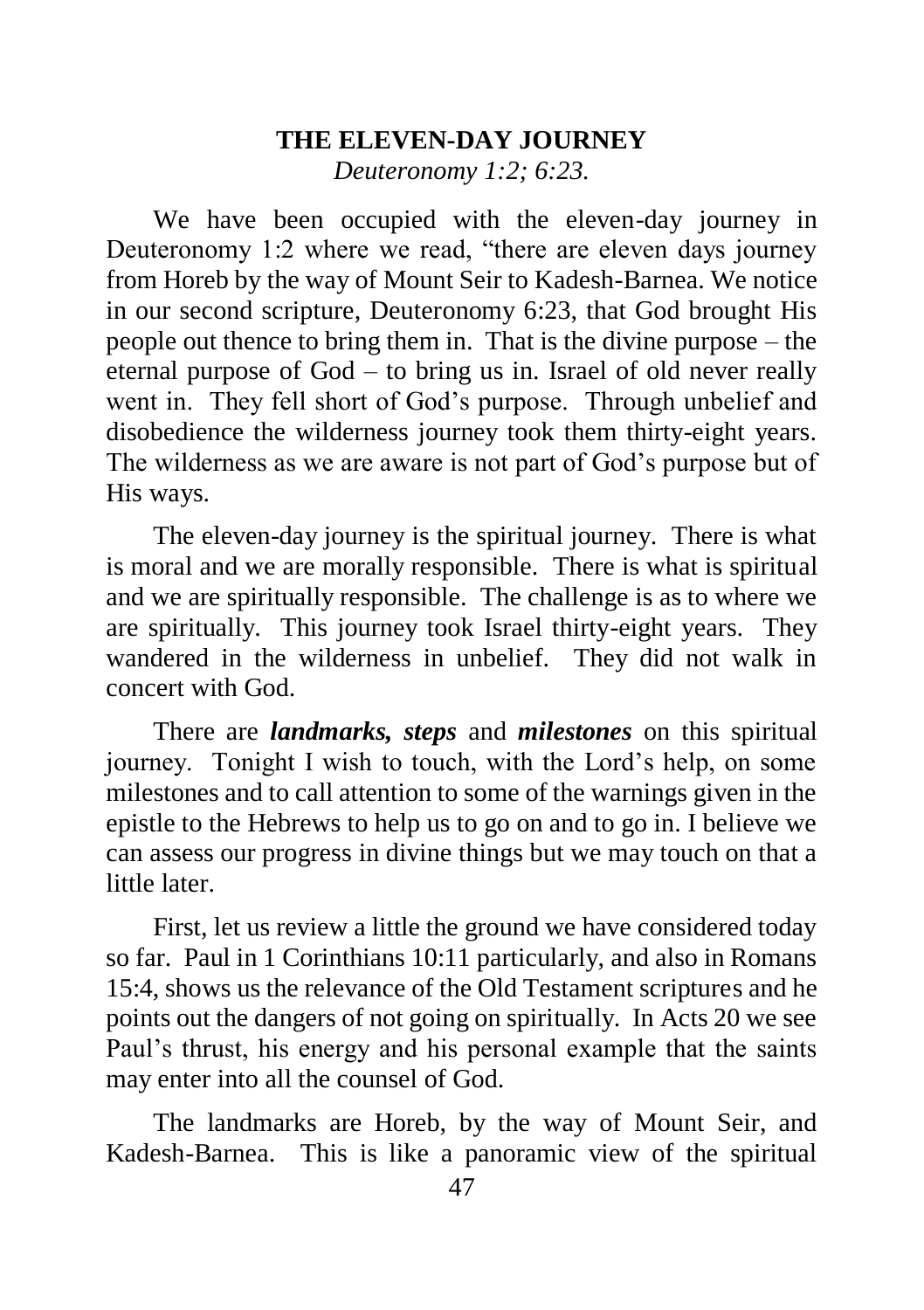## THE ELEVEN-DAY JOURNEY

*Deuteronomy 1:2; 6:23.*

We have been occupied with the eleven-day journey in Deuteronomy 1:2 where we read, "there are eleven days journey from Horeb by the way of Mount Seir to Kadesh-Barnea. We notice in our second scripture, Deuteronomy 6:23, that God brought His people out thence to bring them in. That is the divine purpose – the eternal purpose of God – to bring us in. Israel of old never really went in. They fell short of God's purpose. Through unbelief and disobedience the wilderness journey took them thirty-eight years. The wilderness as we are aware is not part of God's purpose but of His ways.

The eleven-day journey is the spiritual journey. There is what is moral and we are morally responsible. There is what is spiritual and we are spiritually responsible. The challenge is as to where we are spiritually. This journey took Israel thirty-eight years. They wandered in the wilderness in unbelief. They did not walk in concert with God.

There are ***landmarks, steps*** and ***milestones*** on this spiritual journey. Tonight I wish to touch, with the Lord's help, on some milestones and to call attention to some of the warnings given in the epistle to the Hebrews to help us to go on and to go in. I believe we can assess our progress in divine things but we may touch on that a little later.

First, let us review a little the ground we have considered today so far. Paul in 1 Corinthians 10:11 particularly, and also in Romans 15:4, shows us the relevance of the Old Testament scriptures and he points out the dangers of not going on spiritually. In Acts 20 we see Paul's thrust, his energy and his personal example that the saints may enter into all the counsel of God.

The landmarks are Horeb, by the way of Mount Seir, and Kadesh-Barnea. This is like a panoramic view of the spiritual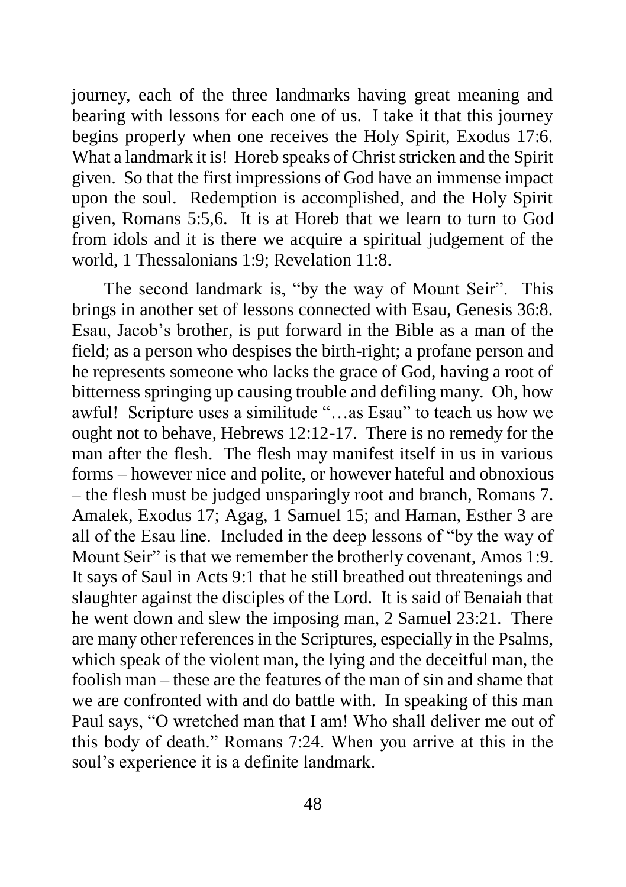journey, each of the three landmarks having great meaning and bearing with lessons for each one of us. I take it that this journey begins properly when one receives the Holy Spirit, Exodus 17:6. What a landmark it is! Horeb speaks of Christ stricken and the Spirit given. So that the first impressions of God have an immense impact upon the soul. Redemption is accomplished, and the Holy Spirit given, Romans 5:5,6. It is at Horeb that we learn to turn to God from idols and it is there we acquire a spiritual judgement of the world, 1 Thessalonians 1:9; Revelation 11:8.

The second landmark is, "by the way of Mount Seir". This brings in another set of lessons connected with Esau, Genesis 36:8. Esau, Jacob's brother, is put forward in the Bible as a man of the field; as a person who despises the birth-right; a profane person and he represents someone who lacks the grace of God, having a root of bitterness springing up causing trouble and defiling many. Oh, how awful! Scripture uses a similitude "…as Esau" to teach us how we ought not to behave, Hebrews 12:12-17. There is no remedy for the man after the flesh. The flesh may manifest itself in us in various forms – however nice and polite, or however hateful and obnoxious – the flesh must be judged unsparingly root and branch, Romans 7. Amalek, Exodus 17; Agag, 1 Samuel 15; and Haman, Esther 3 are all of the Esau line. Included in the deep lessons of "by the way of Mount Seir" is that we remember the brotherly covenant, Amos 1:9. It says of Saul in Acts 9:1 that he still breathed out threatenings and slaughter against the disciples of the Lord. It is said of Benaiah that he went down and slew the imposing man, 2 Samuel 23:21. There are many other references in the Scriptures, especially in the Psalms, which speak of the violent man, the lying and the deceitful man, the foolish man – these are the features of the man of sin and shame that we are confronted with and do battle with. In speaking of this man Paul says, "O wretched man that I am! Who shall deliver me out of this body of death." Romans 7:24. When you arrive at this in the soul's experience it is a definite landmark.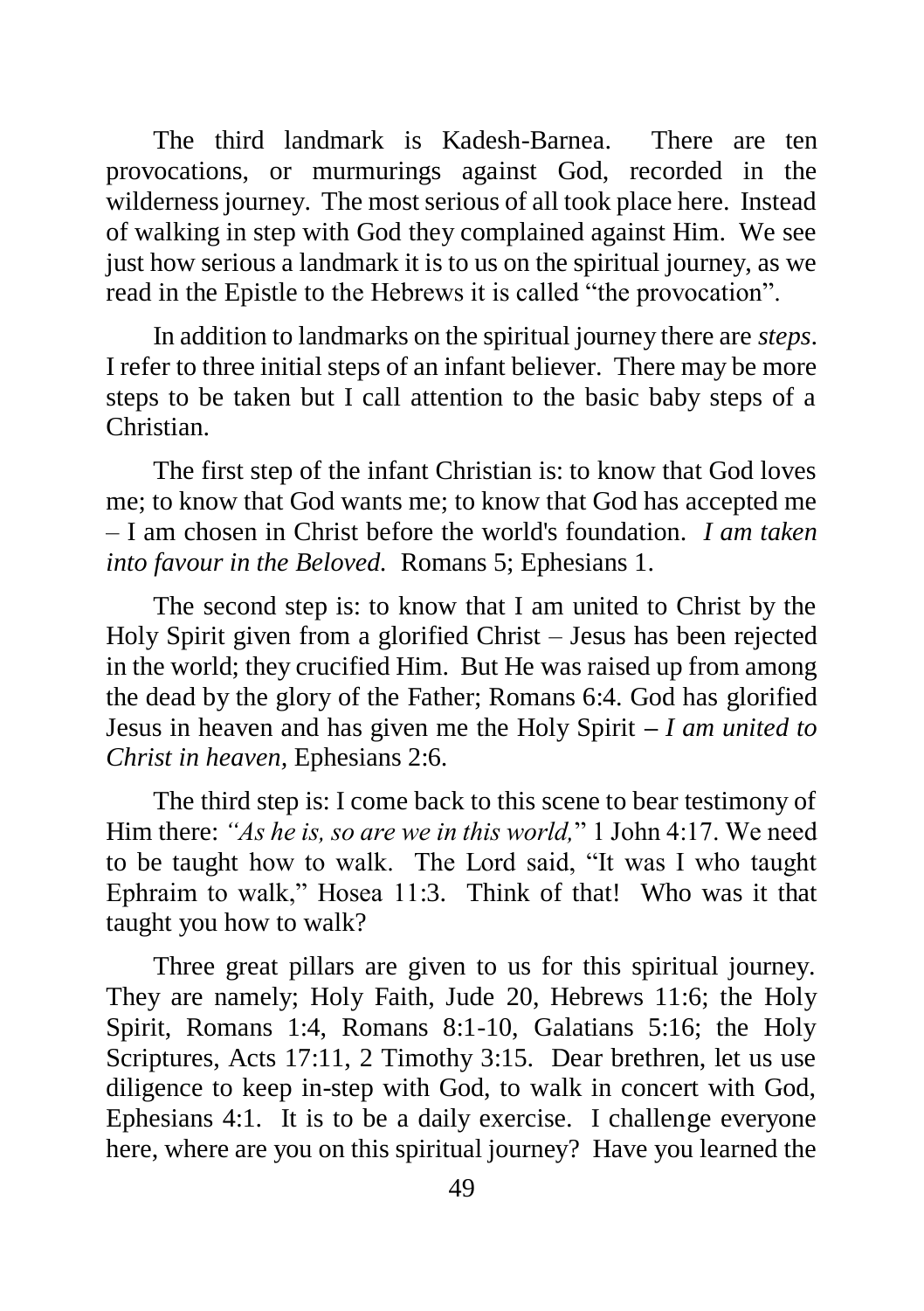The third landmark is Kadesh-Barnea. There are ten provocations, or murmurings against God, recorded in the wilderness journey. The most serious of all took place here. Instead of walking in step with God they complained against Him. We see just how serious a landmark it is to us on the spiritual journey, as we read in the Epistle to the Hebrews it is called "the provocation".

In addition to landmarks on the spiritual journey there are *steps*. I refer to three initial steps of an infant believer. There may be more steps to be taken but I call attention to the basic baby steps of a Christian.

The first step of the infant Christian is: to know that God loves me; to know that God wants me; to know that God has accepted me – I am chosen in Christ before the world's foundation. *I am taken into favour in the Beloved.* Romans 5; Ephesians 1.

The second step is: to know that I am united to Christ by the Holy Spirit given from a glorified Christ – Jesus has been rejected in the world; they crucified Him. But He was raised up from among the dead by the glory of the Father; Romans 6:4. God has glorified Jesus in heaven and has given me the Holy Spirit – *I am united to Christ in heaven,* Ephesians 2:6.

The third step is: I come back to this scene to bear testimony of Him there: *"As he is, so are we in this world,"* 1 John 4:17. We need to be taught how to walk. The Lord said, "It was I who taught Ephraim to walk," Hosea 11:3. Think of that! Who was it that taught you how to walk?

Three great pillars are given to us for this spiritual journey. They are namely; Holy Faith, Jude 20, Hebrews 11:6; the Holy Spirit, Romans 1:4, Romans 8:1-10, Galatians 5:16; the Holy Scriptures, Acts 17:11, 2 Timothy 3:15. Dear brethren, let us use diligence to keep in-step with God, to walk in concert with God, Ephesians 4:1. It is to be a daily exercise. I challenge everyone here, where are you on this spiritual journey? Have you learned the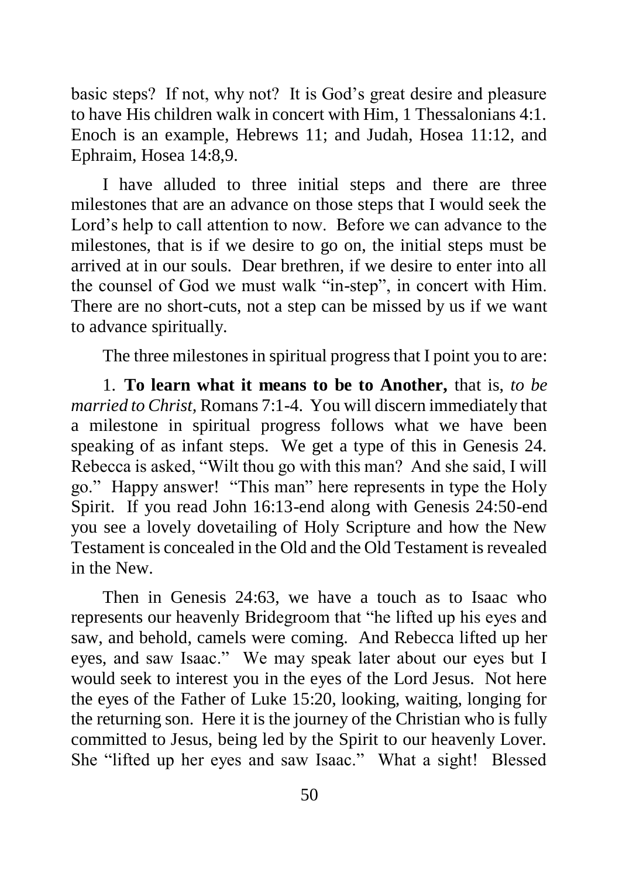basic steps? If not, why not? It is God's great desire and pleasure to have His children walk in concert with Him, 1 Thessalonians 4:1. Enoch is an example, Hebrews 11; and Judah, Hosea 11:12, and Ephraim, Hosea 14:8,9.

I have alluded to three initial steps and there are three milestones that are an advance on those steps that I would seek the Lord's help to call attention to now. Before we can advance to the milestones, that is if we desire to go on, the initial steps must be arrived at in our souls. Dear brethren, if we desire to enter into all the counsel of God we must walk "in-step", in concert with Him. There are no short-cuts, not a step can be missed by us if we want to advance spiritually.

The three milestones in spiritual progress that I point you to are:

1. **To learn what it means to be to Another,** that is, *to be married to Christ,* Romans 7:1-4. You will discern immediately that a milestone in spiritual progress follows what we have been speaking of as infant steps. We get a type of this in Genesis 24. Rebecca is asked, "Wilt thou go with this man? And she said, I will go." Happy answer! "This man" here represents in type the Holy Spirit. If you read John 16:13-end along with Genesis 24:50-end you see a lovely dovetailing of Holy Scripture and how the New Testament is concealed in the Old and the Old Testament is revealed in the New.

Then in Genesis 24:63, we have a touch as to Isaac who represents our heavenly Bridegroom that "he lifted up his eyes and saw, and behold, camels were coming. And Rebecca lifted up her eyes, and saw Isaac." We may speak later about our eyes but I would seek to interest you in the eyes of the Lord Jesus. Not here the eyes of the Father of Luke 15:20, looking, waiting, longing for the returning son. Here it is the journey of the Christian who is fully committed to Jesus, being led by the Spirit to our heavenly Lover. She "lifted up her eyes and saw Isaac." What a sight! Blessed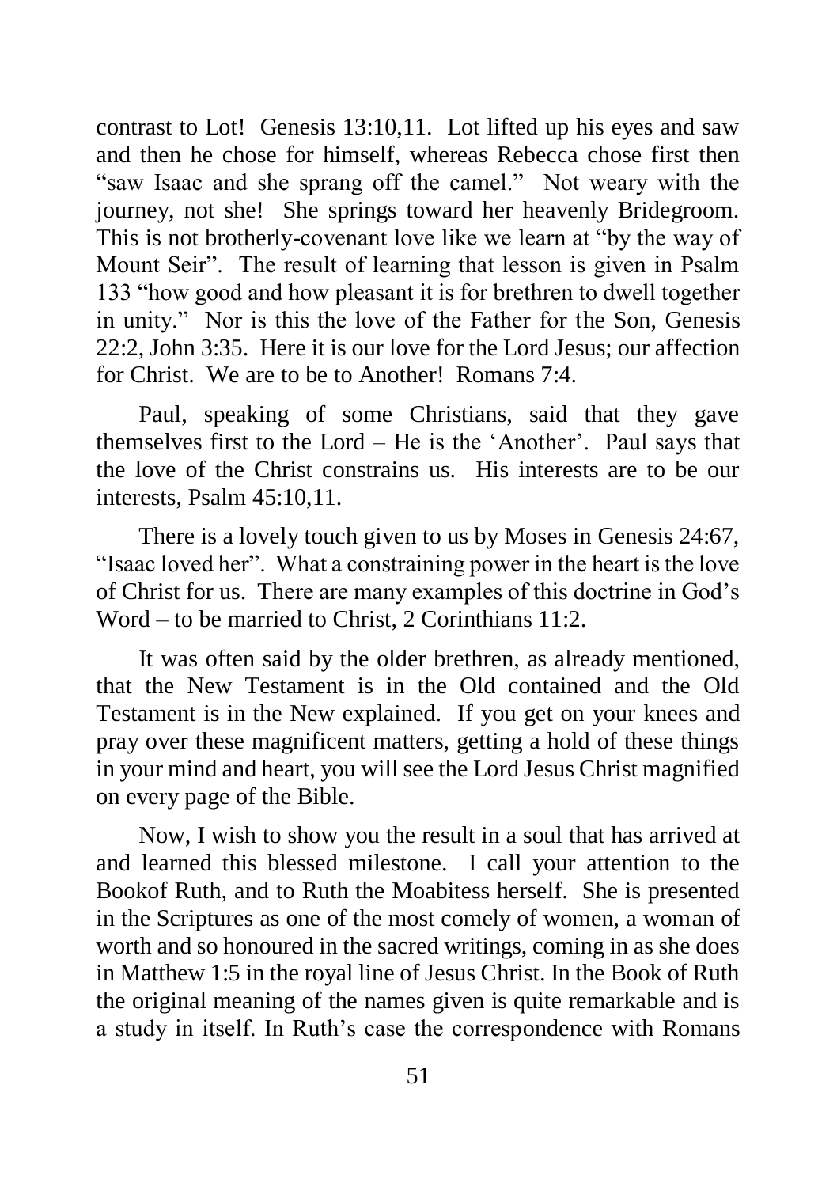contrast to Lot! Genesis 13:10,11. Lot lifted up his eyes and saw and then he chose for himself, whereas Rebecca chose first then "saw Isaac and she sprang off the camel." Not weary with the journey, not she! She springs toward her heavenly Bridegroom. This is not brotherly-covenant love like we learn at "by the way of Mount Seir". The result of learning that lesson is given in Psalm 133 "how good and how pleasant it is for brethren to dwell together in unity." Nor is this the love of the Father for the Son, Genesis 22:2, John 3:35. Here it is our love for the Lord Jesus; our affection for Christ. We are to be to Another! Romans 7:4.

Paul, speaking of some Christians, said that they gave themselves first to the Lord – He is the 'Another'. Paul says that the love of the Christ constrains us. His interests are to be our interests, Psalm 45:10,11.

There is a lovely touch given to us by Moses in Genesis 24:67, "Isaac loved her". What a constraining power in the heart is the love of Christ for us. There are many examples of this doctrine in God's Word – to be married to Christ, 2 Corinthians 11:2.

It was often said by the older brethren, as already mentioned, that the New Testament is in the Old contained and the Old Testament is in the New explained. If you get on your knees and pray over these magnificent matters, getting a hold of these things in your mind and heart, you will see the Lord Jesus Christ magnified on every page of the Bible.

Now, I wish to show you the result in a soul that has arrived at and learned this blessed milestone. I call your attention to the Bookof Ruth, and to Ruth the Moabitess herself. She is presented in the Scriptures as one of the most comely of women, a woman of worth and so honoured in the sacred writings, coming in as she does in Matthew 1:5 in the royal line of Jesus Christ. In the Book of Ruth the original meaning of the names given is quite remarkable and is a study in itself. In Ruth's case the correspondence with Romans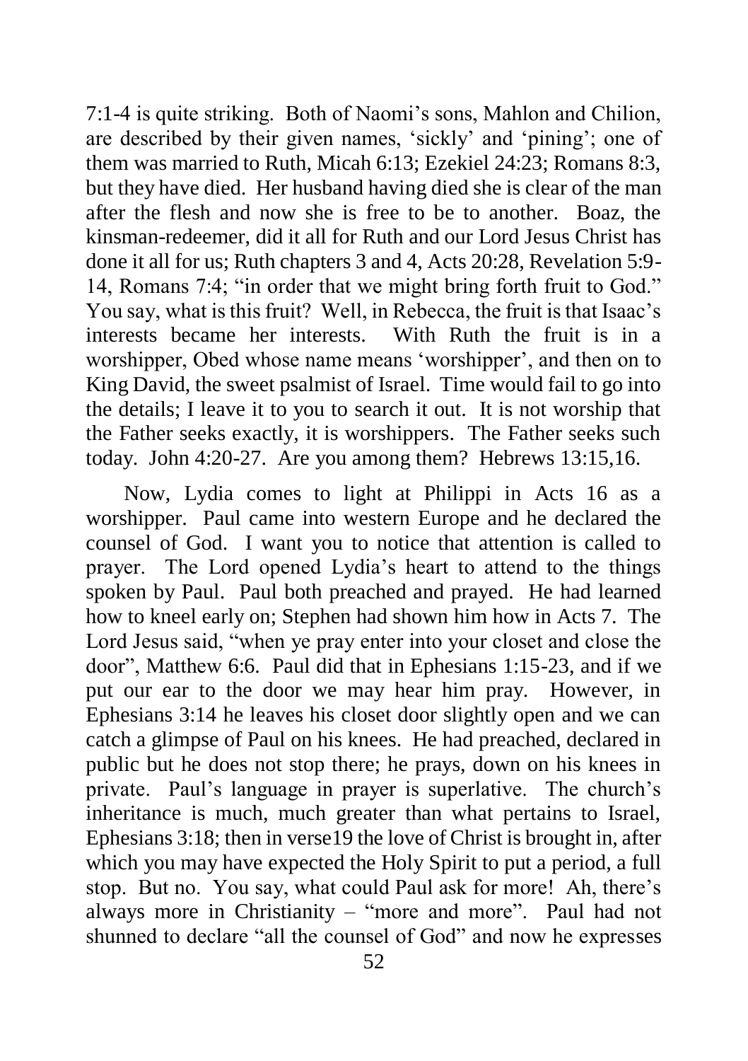7:1-4 is quite striking. Both of Naomi's sons, Mahlon and Chilion, are described by their given names, 'sickly' and 'pining'; one of them was married to Ruth, Micah 6:13; Ezekiel 24:23; Romans 8:3, but they have died. Her husband having died she is clear of the man after the flesh and now she is free to be to another. Boaz, the kinsman-redeemer, did it all for Ruth and our Lord Jesus Christ has done it all for us; Ruth chapters 3 and 4, Acts 20:28, Revelation 5:9-14, Romans 7:4; "in order that we might bring forth fruit to God." You say, what is this fruit? Well, in Rebecca, the fruit is that Isaac's interests became her interests. With Ruth the fruit is in a worshipper, Obed whose name means 'worshipper', and then on to King David, the sweet psalmist of Israel. Time would fail to go into the details; I leave it to you to search it out. It is not worship that the Father seeks exactly, it is worshippers. The Father seeks such today. John 4:20-27. Are you among them? Hebrews 13:15,16.

Now, Lydia comes to light at Philippi in Acts 16 as a worshipper. Paul came into western Europe and he declared the counsel of God. I want you to notice that attention is called to prayer. The Lord opened Lydia's heart to attend to the things spoken by Paul. Paul both preached and prayed. He had learned how to kneel early on; Stephen had shown him how in Acts 7. The Lord Jesus said, "when ye pray enter into your closet and close the door", Matthew 6:6. Paul did that in Ephesians 1:15-23, and if we put our ear to the door we may hear him pray. However, in Ephesians 3:14 he leaves his closet door slightly open and we can catch a glimpse of Paul on his knees. He had preached, declared in public but he does not stop there; he prays, down on his knees in private. Paul's language in prayer is superlative. The church's inheritance is much, much greater than what pertains to Israel, Ephesians 3:18; then in verse19 the love of Christ is brought in, after which you may have expected the Holy Spirit to put a period, a full stop. But no. You say, what could Paul ask for more! Ah, there's always more in Christianity – "more and more". Paul had not shunned to declare "all the counsel of God" and now he expresses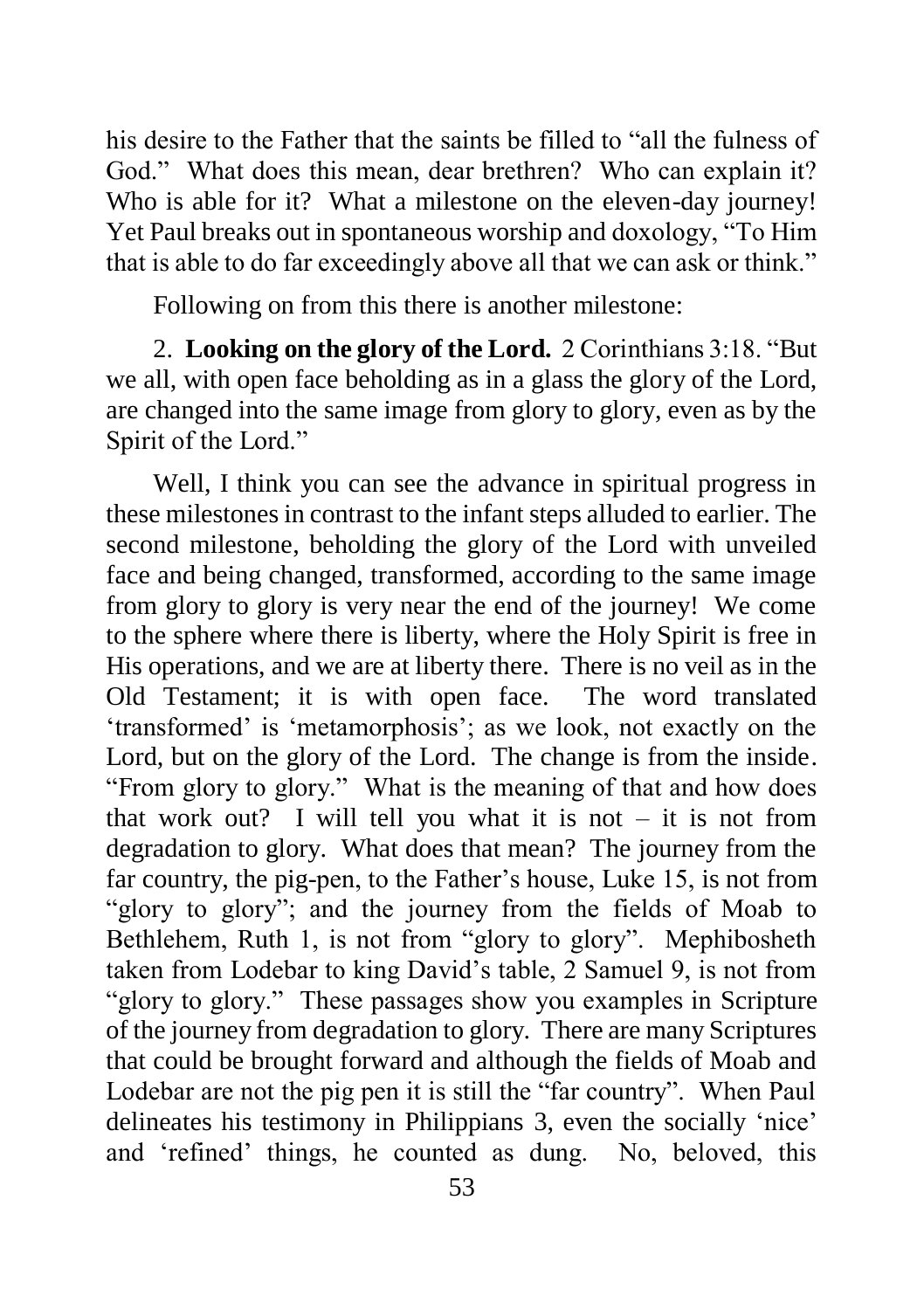his desire to the Father that the saints be filled to "all the fulness of God." What does this mean, dear brethren? Who can explain it? Who is able for it? What a milestone on the eleven-day journey! Yet Paul breaks out in spontaneous worship and doxology, "To Him that is able to do far exceedingly above all that we can ask or think."

Following on from this there is another milestone:

2. **Looking on the glory of the Lord.** 2 Corinthians 3:18. "But we all, with open face beholding as in a glass the glory of the Lord, are changed into the same image from glory to glory, even as by the Spirit of the Lord."

Well, I think you can see the advance in spiritual progress in these milestones in contrast to the infant steps alluded to earlier. The second milestone, beholding the glory of the Lord with unveiled face and being changed, transformed, according to the same image from glory to glory is very near the end of the journey! We come to the sphere where there is liberty, where the Holy Spirit is free in His operations, and we are at liberty there. There is no veil as in the Old Testament; it is with open face. The word translated 'transformed' is 'metamorphosis'; as we look, not exactly on the Lord, but on the glory of the Lord. The change is from the inside. "From glory to glory." What is the meaning of that and how does that work out? I will tell you what it is not – it is not from degradation to glory. What does that mean? The journey from the far country, the pig-pen, to the Father's house, Luke 15, is not from "glory to glory"; and the journey from the fields of Moab to Bethlehem, Ruth 1, is not from "glory to glory". Mephibosheth taken from Lodebar to king David's table, 2 Samuel 9, is not from "glory to glory." These passages show you examples in Scripture of the journey from degradation to glory. There are many Scriptures that could be brought forward and although the fields of Moab and Lodebar are not the pig pen it is still the "far country". When Paul delineates his testimony in Philippians 3, even the socially 'nice' and 'refined' things, he counted as dung. No, beloved, this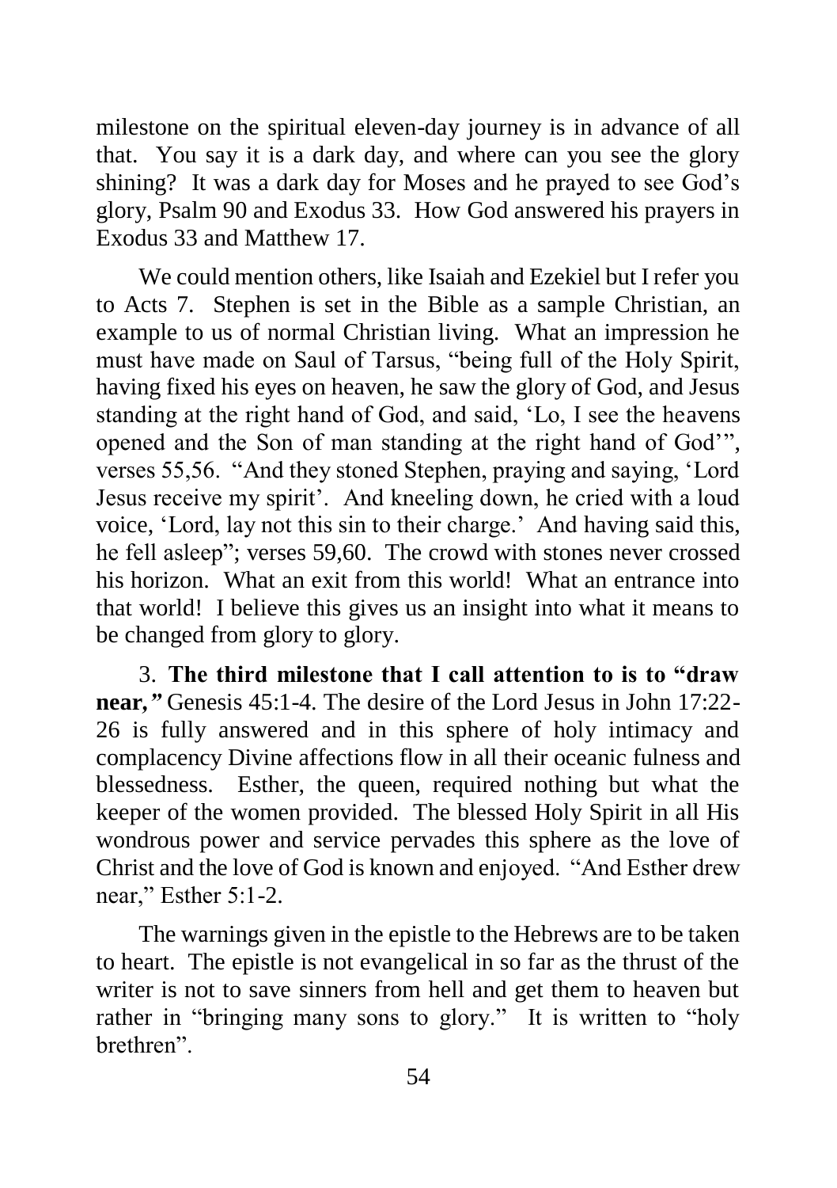milestone on the spiritual eleven-day journey is in advance of all that. You say it is a dark day, and where can you see the glory shining? It was a dark day for Moses and he prayed to see God's glory, Psalm 90 and Exodus 33. How God answered his prayers in Exodus 33 and Matthew 17.

We could mention others, like Isaiah and Ezekiel but I refer you to Acts 7. Stephen is set in the Bible as a sample Christian, an example to us of normal Christian living. What an impression he must have made on Saul of Tarsus, "being full of the Holy Spirit, having fixed his eyes on heaven, he saw the glory of God, and Jesus standing at the right hand of God, and said, 'Lo, I see the heavens opened and the Son of man standing at the right hand of God'", verses 55,56. "And they stoned Stephen, praying and saying, 'Lord Jesus receive my spirit'. And kneeling down, he cried with a loud voice, 'Lord, lay not this sin to their charge.' And having said this, he fell asleep"; verses 59,60. The crowd with stones never crossed his horizon. What an exit from this world! What an entrance into that world! I believe this gives us an insight into what it means to be changed from glory to glory.

3. **The third milestone that I call attention to is to "draw near,"** Genesis 45:1-4. The desire of the Lord Jesus in John 17:22-26 is fully answered and in this sphere of holy intimacy and complacency Divine affections flow in all their oceanic fulness and blessedness. Esther, the queen, required nothing but what the keeper of the women provided. The blessed Holy Spirit in all His wondrous power and service pervades this sphere as the love of Christ and the love of God is known and enjoyed. "And Esther drew near," Esther 5:1-2.

The warnings given in the epistle to the Hebrews are to be taken to heart. The epistle is not evangelical in so far as the thrust of the writer is not to save sinners from hell and get them to heaven but rather in "bringing many sons to glory." It is written to "holy brethren".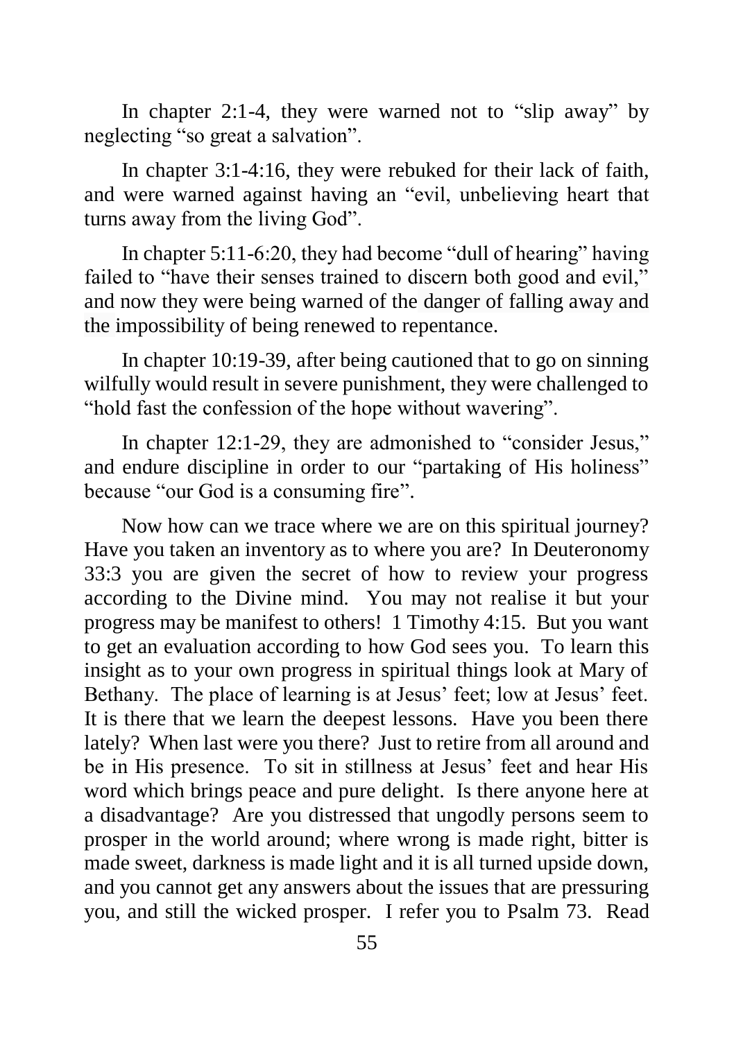In chapter 2:1-4, they were warned not to "slip away" by neglecting "so great a salvation".

In chapter 3:1-4:16, they were rebuked for their lack of faith, and were warned against having an "evil, unbelieving heart that turns away from the living God".

In chapter 5:11-6:20, they had become "dull of hearing" having failed to "have their senses trained to discern both good and evil," and now they were being warned of the danger of falling away and the impossibility of being renewed to repentance.

In chapter 10:19-39, after being cautioned that to go on sinning wilfully would result in severe punishment, they were challenged to "hold fast the confession of the hope without wavering".

In chapter 12:1-29, they are admonished to "consider Jesus," and endure discipline in order to our "partaking of His holiness" because "our God is a consuming fire".

Now how can we trace where we are on this spiritual journey? Have you taken an inventory as to where you are? In Deuteronomy 33:3 you are given the secret of how to review your progress according to the Divine mind. You may not realise it but your progress may be manifest to others! 1 Timothy 4:15. But you want to get an evaluation according to how God sees you. To learn this insight as to your own progress in spiritual things look at Mary of Bethany. The place of learning is at Jesus' feet; low at Jesus' feet. It is there that we learn the deepest lessons. Have you been there lately? When last were you there? Just to retire from all around and be in His presence. To sit in stillness at Jesus' feet and hear His word which brings peace and pure delight. Is there anyone here at a disadvantage? Are you distressed that ungodly persons seem to prosper in the world around; where wrong is made right, bitter is made sweet, darkness is made light and it is all turned upside down, and you cannot get any answers about the issues that are pressuring you, and still the wicked prosper. I refer you to Psalm 73. Read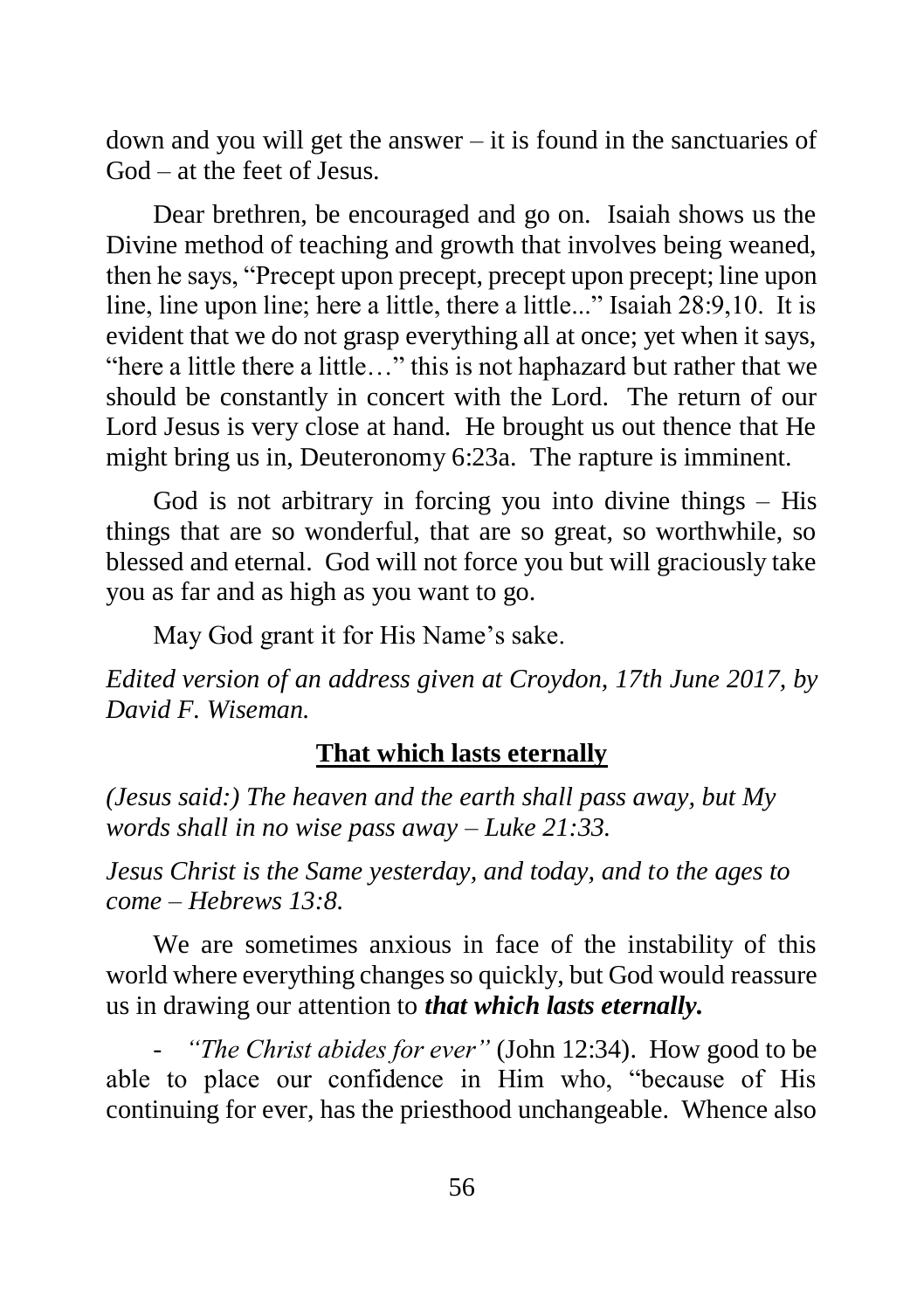down and you will get the answer – it is found in the sanctuaries of God – at the feet of Jesus.

Dear brethren, be encouraged and go on. Isaiah shows us the Divine method of teaching and growth that involves being weaned, then he says, "Precept upon precept, precept upon precept; line upon line, line upon line; here a little, there a little..." Isaiah 28:9,10. It is evident that we do not grasp everything all at once; yet when it says, "here a little there a little…" this is not haphazard but rather that we should be constantly in concert with the Lord. The return of our Lord Jesus is very close at hand. He brought us out thence that He might bring us in, Deuteronomy 6:23a. The rapture is imminent.

God is not arbitrary in forcing you into divine things – His things that are so wonderful, that are so great, so worthwhile, so blessed and eternal. God will not force you but will graciously take you as far and as high as you want to go.

May God grant it for His Name's sake.

*Edited version of an address given at Croydon, 17th June 2017, by David F. Wiseman.*

## That which lasts eternally

*(Jesus said:) The heaven and the earth shall pass away, but My words shall in no wise pass away – Luke 21:33.*

*Jesus Christ is the Same yesterday, and today, and to the ages to come – Hebrews 13:8.*

We are sometimes anxious in face of the instability of this world where everything changes so quickly, but God would reassure us in drawing our attention to ***that which lasts eternally.***

- *"The Christ abides for ever"* (John 12:34). How good to be able to place our confidence in Him who, "because of His continuing for ever, has the priesthood unchangeable. Whence also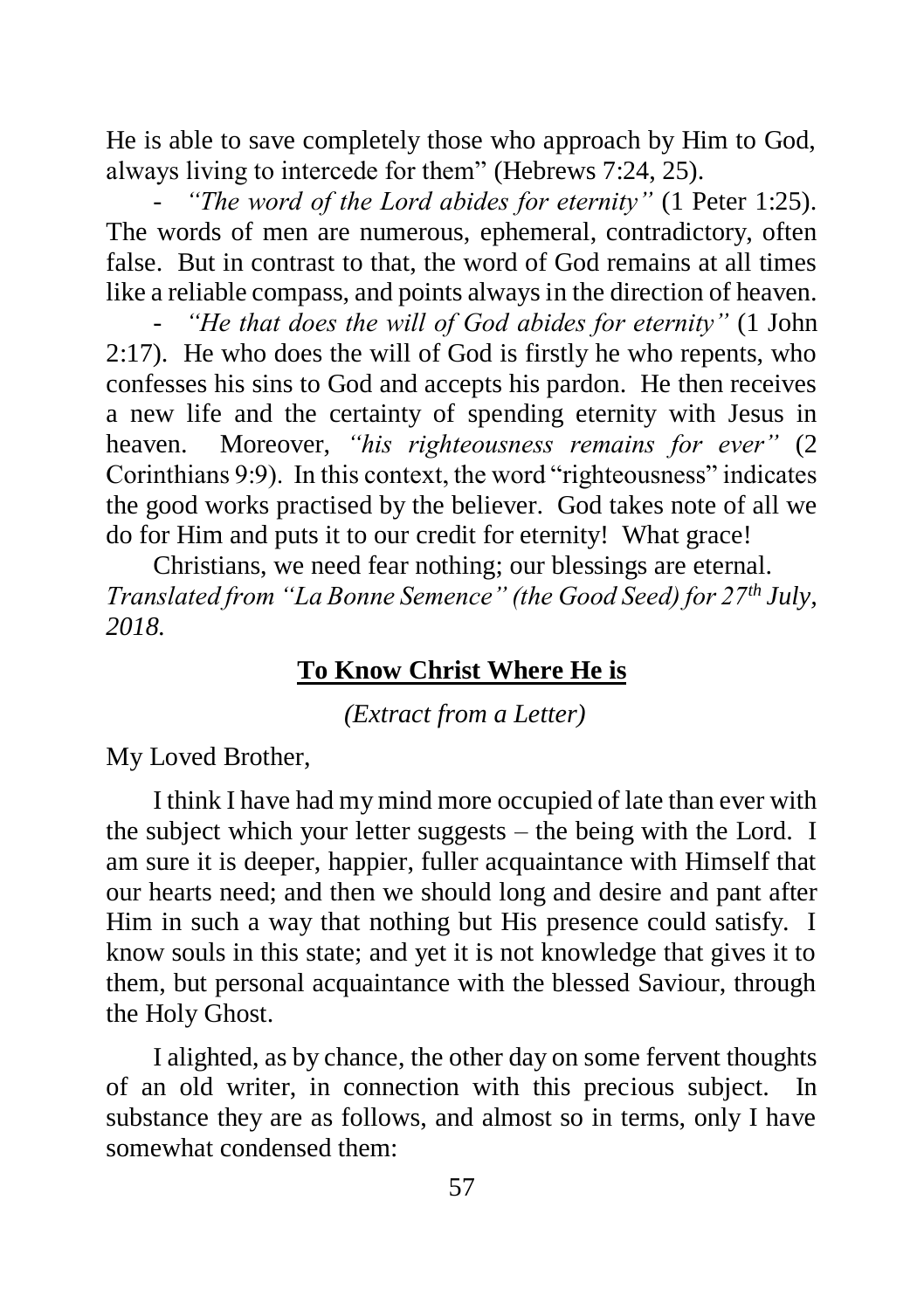He is able to save completely those who approach by Him to God, always living to intercede for them" (Hebrews 7:24, 25).

- *"The word of the Lord abides for eternity"* (1 Peter 1:25). The words of men are numerous, ephemeral, contradictory, often false. But in contrast to that, the word of God remains at all times like a reliable compass, and points always in the direction of heaven.

- *"He that does the will of God abides for eternity"* (1 John 2:17). He who does the will of God is firstly he who repents, who confesses his sins to God and accepts his pardon. He then receives a new life and the certainty of spending eternity with Jesus in heaven. Moreover, *"his righteousness remains for ever"* (2 Corinthians 9:9). In this context, the word "righteousness" indicates the good works practised by the believer. God takes note of all we do for Him and puts it to our credit for eternity! What grace!

Christians, we need fear nothing; our blessings are eternal.

*Translated from "La Bonne Semence" (the Good Seed) for 27th July, 2018.*

## **To Know Christ Where He is**

*(Extract from a Letter)*

My Loved Brother,

I think I have had my mind more occupied of late than ever with the subject which your letter suggests – the being with the Lord. I am sure it is deeper, happier, fuller acquaintance with Himself that our hearts need; and then we should long and desire and pant after Him in such a way that nothing but His presence could satisfy. I know souls in this state; and yet it is not knowledge that gives it to them, but personal acquaintance with the blessed Saviour, through the Holy Ghost.

I alighted, as by chance, the other day on some fervent thoughts of an old writer, in connection with this precious subject. In substance they are as follows, and almost so in terms, only I have somewhat condensed them: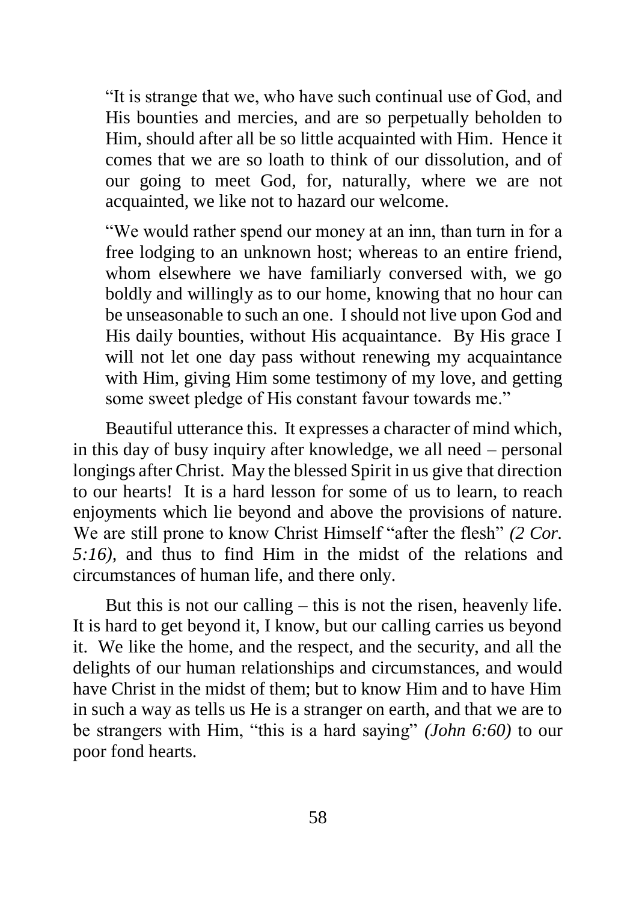"It is strange that we, who have such continual use of God, and His bounties and mercies, and are so perpetually beholden to Him, should after all be so little acquainted with Him. Hence it comes that we are so loath to think of our dissolution, and of our going to meet God, for, naturally, where we are not acquainted, we like not to hazard our welcome.

"We would rather spend our money at an inn, than turn in for a free lodging to an unknown host; whereas to an entire friend, whom elsewhere we have familiarly conversed with, we go boldly and willingly as to our home, knowing that no hour can be unseasonable to such an one. I should not live upon God and His daily bounties, without His acquaintance. By His grace I will not let one day pass without renewing my acquaintance with Him, giving Him some testimony of my love, and getting some sweet pledge of His constant favour towards me."

Beautiful utterance this. It expresses a character of mind which, in this day of busy inquiry after knowledge, we all need – personal longings after Christ. May the blessed Spirit in us give that direction to our hearts! It is a hard lesson for some of us to learn, to reach enjoyments which lie beyond and above the provisions of nature. We are still prone to know Christ Himself "after the flesh" *(2 Cor. 5:16)*, and thus to find Him in the midst of the relations and circumstances of human life, and there only.

But this is not our calling – this is not the risen, heavenly life. It is hard to get beyond it, I know, but our calling carries us beyond it. We like the home, and the respect, and the security, and all the delights of our human relationships and circumstances, and would have Christ in the midst of them; but to know Him and to have Him in such a way as tells us He is a stranger on earth, and that we are to be strangers with Him, "this is a hard saying" *(John 6:60)* to our poor fond hearts.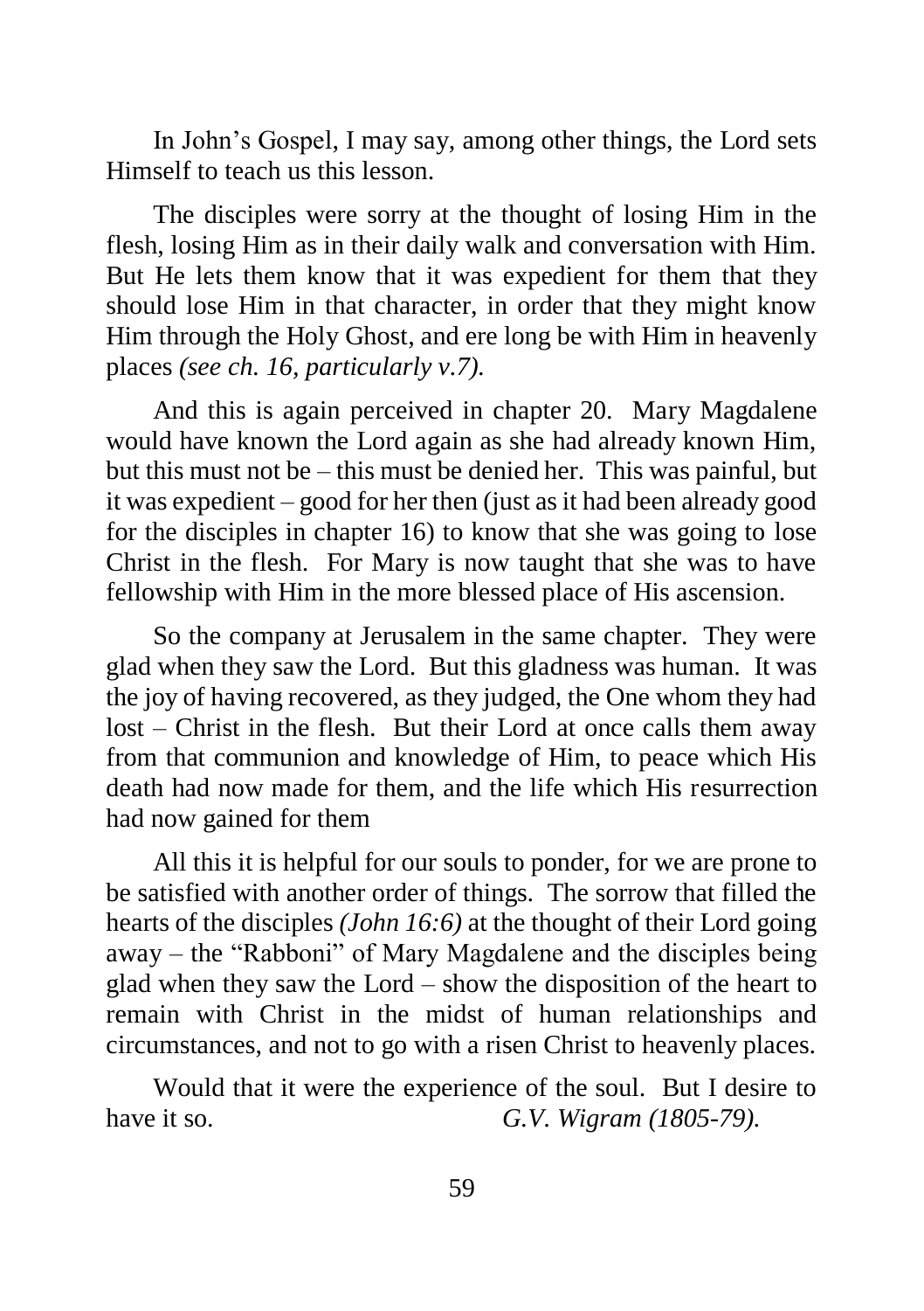In John's Gospel, I may say, among other things, the Lord sets Himself to teach us this lesson.

The disciples were sorry at the thought of losing Him in the flesh, losing Him as in their daily walk and conversation with Him. But He lets them know that it was expedient for them that they should lose Him in that character, in order that they might know Him through the Holy Ghost, and ere long be with Him in heavenly places *(see ch. 16, particularly v.7).*

And this is again perceived in chapter 20. Mary Magdalene would have known the Lord again as she had already known Him, but this must not be – this must be denied her. This was painful, but it was expedient – good for her then (just as it had been already good for the disciples in chapter 16) to know that she was going to lose Christ in the flesh. For Mary is now taught that she was to have fellowship with Him in the more blessed place of His ascension.

So the company at Jerusalem in the same chapter. They were glad when they saw the Lord. But this gladness was human. It was the joy of having recovered, as they judged, the One whom they had lost – Christ in the flesh. But their Lord at once calls them away from that communion and knowledge of Him, to peace which His death had now made for them, and the life which His resurrection had now gained for them

All this it is helpful for our souls to ponder, for we are prone to be satisfied with another order of things. The sorrow that filled the hearts of the disciples *(John 16:6)* at the thought of their Lord going away – the "Rabboni" of Mary Magdalene and the disciples being glad when they saw the Lord – show the disposition of the heart to remain with Christ in the midst of human relationships and circumstances, and not to go with a risen Christ to heavenly places.

Would that it were the experience of the soul. But I desire to have it so. *G.V. Wigram (1805-79).*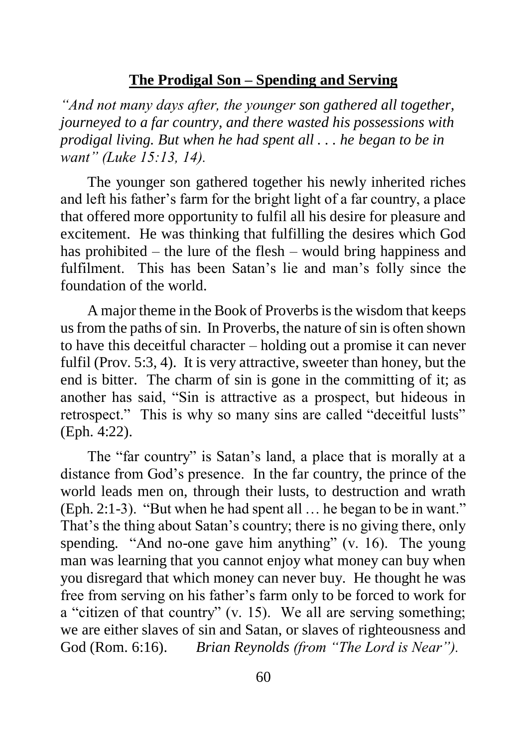## <u>The Prodigal Son – Spending and Serving</u>

*"And not many days after, the younger son gathered all together, journeyed to a far country, and there wasted his possessions with prodigal living. But when he had spent all . . . he began to be in want" (Luke 15:13, 14).*

The younger son gathered together his newly inherited riches and left his father's farm for the bright light of a far country, a place that offered more opportunity to fulfil all his desire for pleasure and excitement. He was thinking that fulfilling the desires which God has prohibited – the lure of the flesh – would bring happiness and fulfilment. This has been Satan's lie and man's folly since the foundation of the world.

A major theme in the Book of Proverbs is the wisdom that keeps us from the paths of sin. In Proverbs, the nature of sin is often shown to have this deceitful character – holding out a promise it can never fulfil (Prov. 5:3, 4). It is very attractive, sweeter than honey, but the end is bitter. The charm of sin is gone in the committing of it; as another has said, "Sin is attractive as a prospect, but hideous in retrospect." This is why so many sins are called "deceitful lusts" (Eph. 4:22).

The "far country" is Satan's land, a place that is morally at a distance from God's presence. In the far country, the prince of the world leads men on, through their lusts, to destruction and wrath (Eph. 2:1-3). "But when he had spent all … he began to be in want." That's the thing about Satan's country; there is no giving there, only spending. "And no-one gave him anything" (v. 16). The young man was learning that you cannot enjoy what money can buy when you disregard that which money can never buy. He thought he was free from serving on his father's farm only to be forced to work for a "citizen of that country" (v. 15). We all are serving something; we are either slaves of sin and Satan, or slaves of righteousness and God (Rom. 6:16). *Brian Reynolds (from "The Lord is Near").*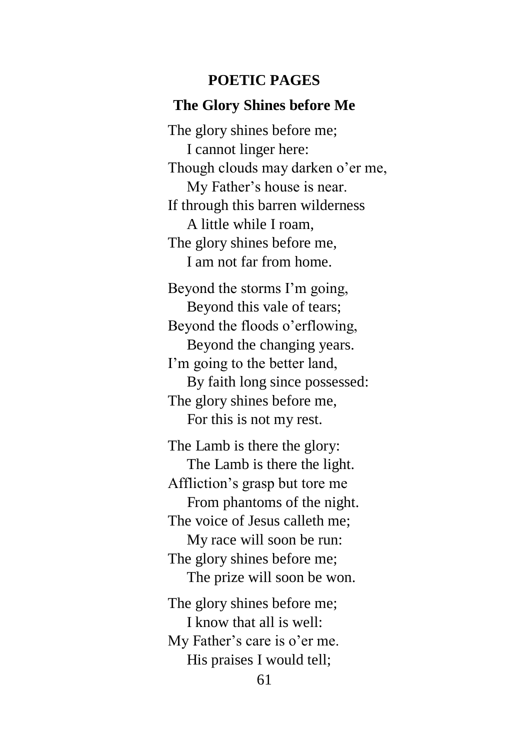## POETIC PAGES

### The Glory Shines before Me

The glory shines before me;
    I cannot linger here:
Though clouds may darken o'er me,
    My Father's house is near.
If through this barren wilderness
    A little while I roam,
The glory shines before me,
    I am not far from home.

Beyond the storms I'm going,
    Beyond this vale of tears;
Beyond the floods o'erflowing,
    Beyond the changing years.
I'm going to the better land,
    By faith long since possessed:
The glory shines before me,
    For this is not my rest.

The Lamb is there the glory:
    The Lamb is there the light.
Affliction's grasp but tore me
    From phantoms of the night.
The voice of Jesus calleth me;
    My race will soon be run:
The glory shines before me;
    The prize will soon be won.

The glory shines before me;
    I know that all is well:
My Father's care is o'er me.
    His praises I would tell;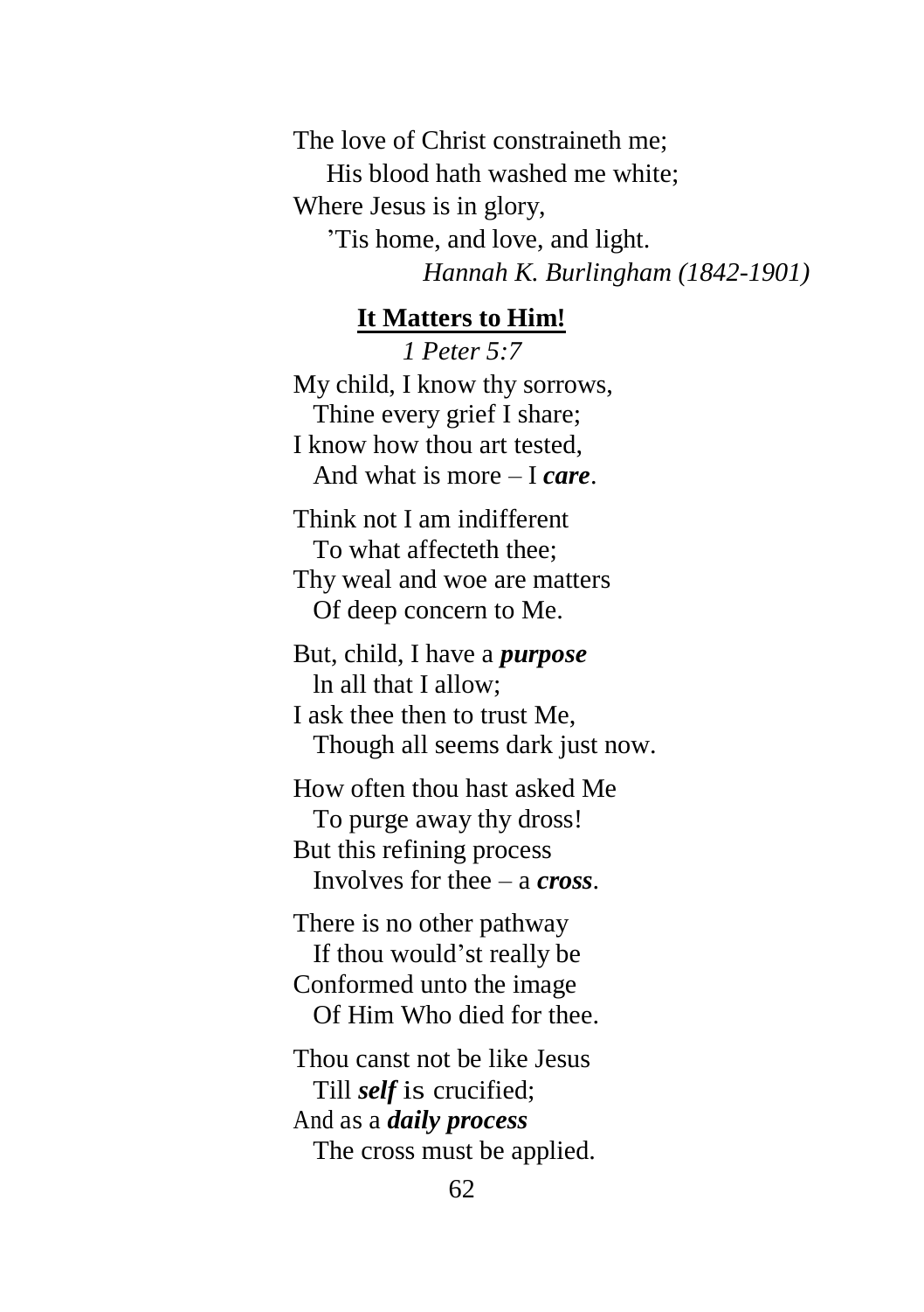The love of Christ constraineth me;
His blood hath washed me white;
Where Jesus is in glory,
'Tis home, and love, and light.

*Hannah K. Burlingham (1842-1901)*

## **It Matters to Him!**

*1 Peter 5:7*

My child, I know thy sorrows,
Thine every grief I share;
I know how thou art tested,
And what is more – I ***care***.

Think not I am indifferent
To what affecteth thee;
Thy weal and woe are matters
Of deep concern to Me.

But, child, I have a ***purpose***
ln all that I allow;
I ask thee then to trust Me,
Though all seems dark just now.

How often thou hast asked Me
To purge away thy dross!
But this refining process
Involves for thee – a ***cross***.

There is no other pathway
If thou would'st really be
Conformed unto the image
Of Him Who died for thee.

Thou canst not be like Jesus
Till ***self*** is crucified;
And as a ***daily process***
The cross must be applied.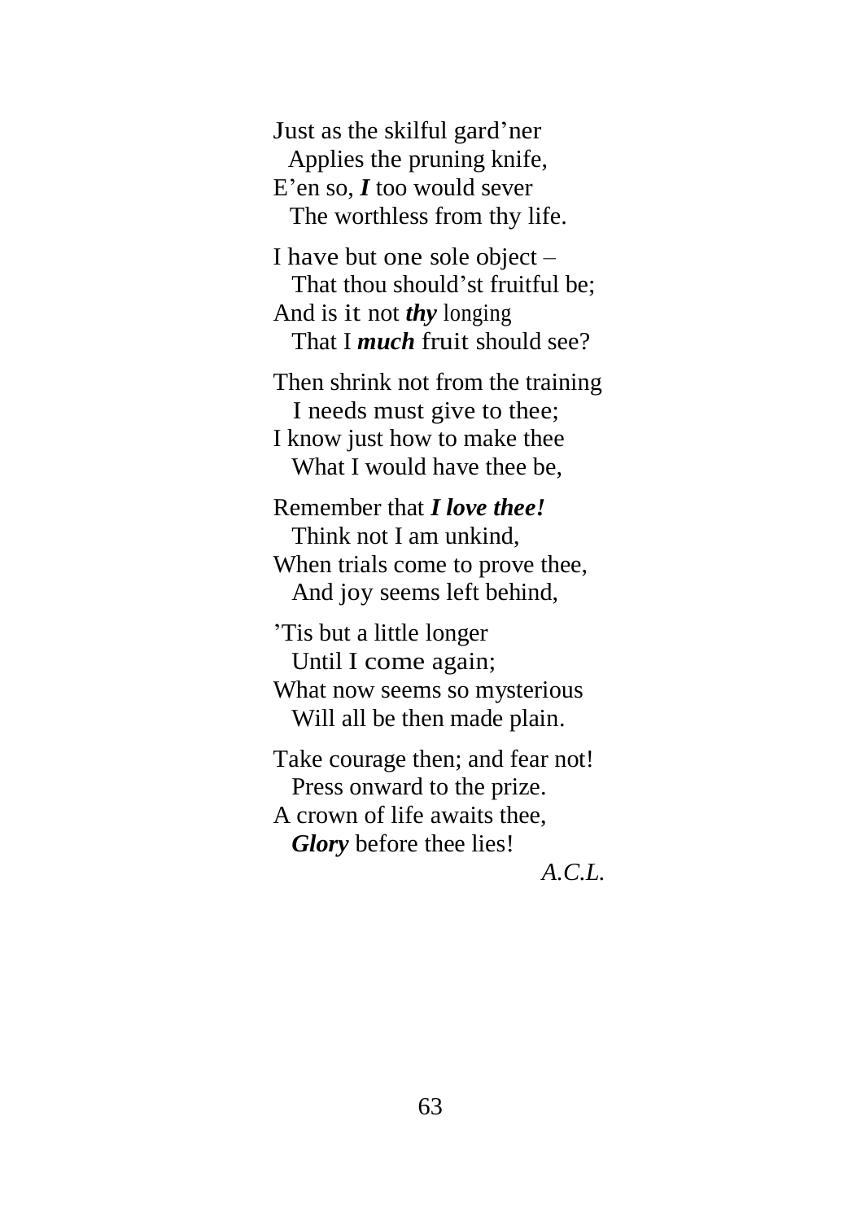Just as the skilful gard'ner
  Applies the pruning knife,
E'en so, ***I*** too would sever
  The worthless from thy life.

I have but one sole object –
  That thou should'st fruitful be;
And is it not ***thy*** longing
  That I ***much*** fruit should see?

Then shrink not from the training
  I needs must give to thee;
I know just how to make thee
  What I would have thee be,

Remember that ***I love thee!***
  Think not I am unkind,
When trials come to prove thee,
  And joy seems left behind,

'Tis but a little longer
  Until I come again;
What now seems so mysterious
  Will all be then made plain.

Take courage then; and fear not!
  Press onward to the prize.
A crown of life awaits thee,
  ***Glory*** before thee lies!

*A.C.L.*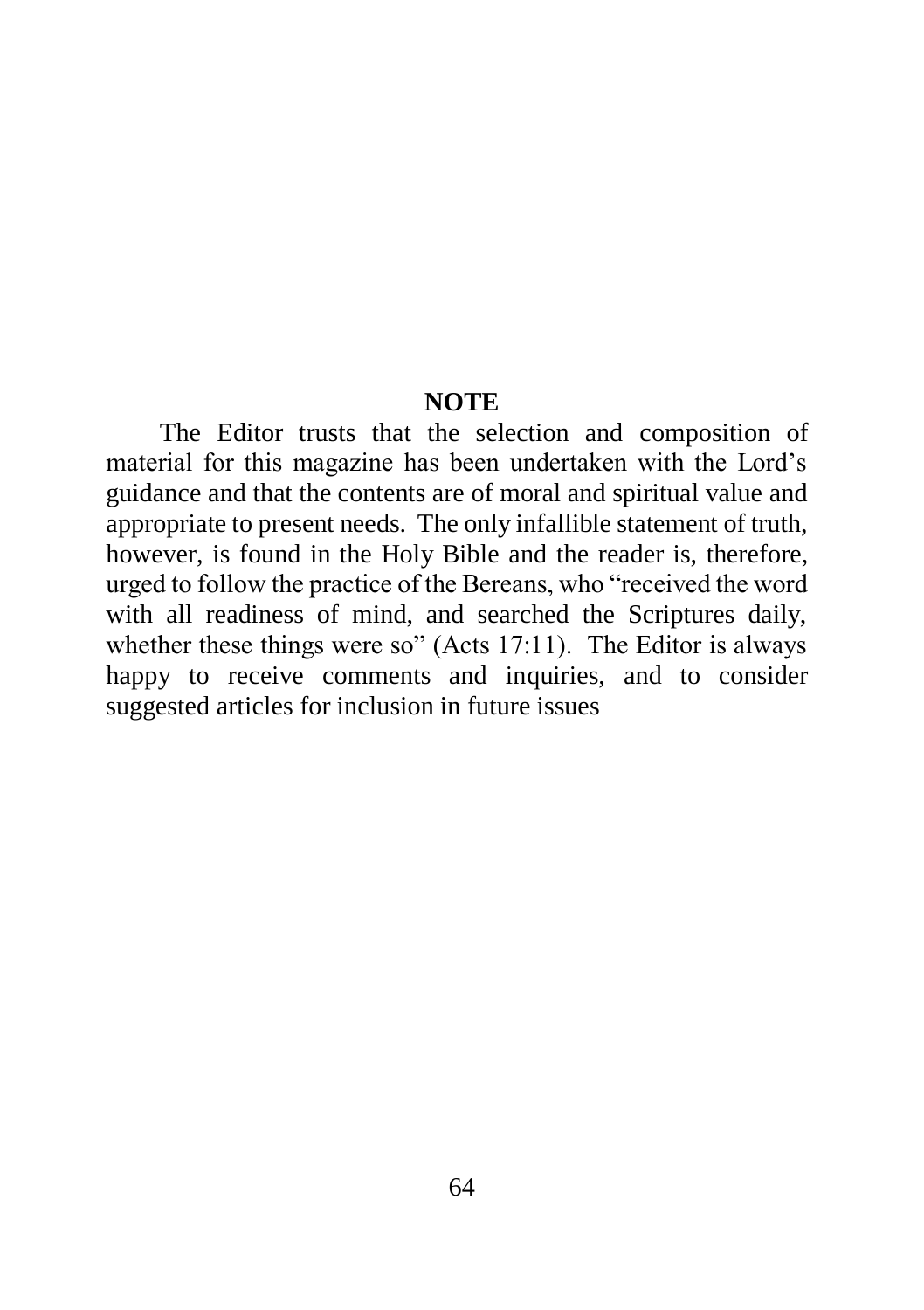## NOTE

The Editor trusts that the selection and composition of material for this magazine has been undertaken with the Lord's guidance and that the contents are of moral and spiritual value and appropriate to present needs. The only infallible statement of truth, however, is found in the Holy Bible and the reader is, therefore, urged to follow the practice of the Bereans, who "received the word with all readiness of mind, and searched the Scriptures daily, whether these things were so" (Acts 17:11). The Editor is always happy to receive comments and inquiries, and to consider suggested articles for inclusion in future issues